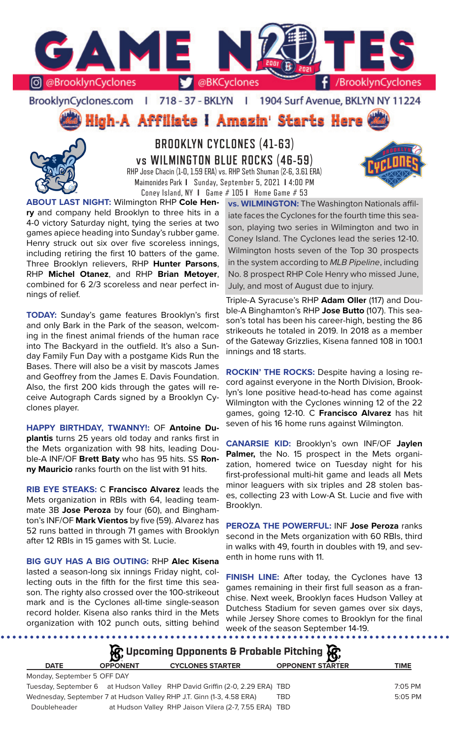# GAME NOTES

@BrooklynCyclones | @BKCyclones | /BrooklynCyclones

BrooklynCyclones.com | 718 - 37 - BKLYN | 1904 Surf Avenue, BKLYN NY 11224

**High-A Affiliate | Amazin' Starts Here**

## BROOKLYN CYCLONES (41-63)
## vs WILMINGTON BLUE ROCKS (46-59)

RHP Jose Chacin (1-0, 1.59 ERA) vs. RHP Seth Shuman (2-6, 3.61 ERA)
Maimonides Park | Sunday, September 5, 2021 | 4:00 PM
Coney Island, NY | Game # 105 | Home Game # 53

**ABOUT LAST NIGHT:** Wilmington RHP **Cole Henry** and company held Brooklyn to three hits in a 4-0 victory Saturday night, tying the series at two games apiece heading into Sunday's rubber game. Henry struck out six over five scoreless innings, including retiring the first 10 batters of the game. Three Brooklyn relievers, RHP **Hunter Parsons**, RHP **Michel Otanez**, and RHP **Brian Metoyer**, combined for 6 2/3 scoreless and near perfect innings of relief.

**TODAY:** Sunday's game features Brooklyn's first and only Bark in the Park of the season, welcoming in the finest animal friends of the human race into The Backyard in the outfield. It's also a Sunday Family Fun Day with a postgame Kids Run the Bases. There will also be a visit by mascots James and Geoffrey from the James E. Davis Foundation. Also, the first 200 kids through the gates will receive Autograph Cards signed by a Brooklyn Cyclones player.

**HAPPY BIRTHDAY, TWANNY!:** OF **Antoine Duplantis** turns 25 years old today and ranks first in the Mets organization with 98 hits, leading Double-A INF/OF **Brett Baty** who has 95 hits. SS **Ronny Mauricio** ranks fourth on the list with 91 hits.

**RIB EYE STEAKS:** C **Francisco Alvarez** leads the Mets organization in RBIs with 64, leading teammate 3B **Jose Peroza** by four (60), and Binghamton's INF/OF **Mark Vientos** by five (59). Alvarez has 52 runs batted in through 71 games with Brooklyn after 12 RBIs in 15 games with St. Lucie.

**BIG GUY HAS A BIG OUTING:** RHP **Alec Kisena** lasted a season-long six innings Friday night, collecting outs in the fifth for the first time this season. The righty also crossed over the 100-strikeout mark and is the Cyclones all-time single-season record holder. Kisena also ranks third in the Mets organization with 102 punch outs, sitting behind Triple-A Syracuse's RHP **Adam Oller** (117) and Double-A Binghamton's RHP **Jose Butto** (107). This season's total has been his career-high, besting the 86 strikeouts he totaled in 2019. In 2018 as a member of the Gateway Grizzlies, Kisena fanned 108 in 100.1 innings and 18 starts.

**vs. WILMINGTON:** The Washington Nationals affiliate faces the Cyclones for the fourth time this season, playing two series in Wilmington and two in Coney Island. The Cyclones lead the series 12-10. Wilmington hosts seven of the Top 30 prospects in the system according to *MLB Pipeline*, including No. 8 prospect RHP Cole Henry who missed June, July, and most of August due to injury.

**ROCKIN' THE ROCKS:** Despite having a losing record against everyone in the North Division, Brooklyn's lone positive head-to-head has come against Wilmington with the Cyclones winning 12 of the 22 games, going 12-10. C **Francisco Alvarez** has hit seven of his 16 home runs against Wilmington.

**CANARSIE KID:** Brooklyn's own INF/OF **Jaylen Palmer,** the No. 15 prospect in the Mets organization, homered twice on Tuesday night for his first-professional multi-hit game and leads all Mets minor leaguers with six triples and 28 stolen bases, collecting 23 with Low-A St. Lucie and five with Brooklyn.

**PEROZA THE POWERFUL:** INF **Jose Peroza** ranks second in the Mets organization with 60 RBIs, third in walks with 49, fourth in doubles with 19, and seventh in home runs with 11.

**FINISH LINE:** After today, the Cyclones have 13 games remaining in their first full season as a franchise. Next week, Brooklyn faces Hudson Valley at Dutchess Stadium for seven games over six days, while Jersey Shore comes to Brooklyn for the final week of the season September 14-19.

### Upcoming Opponents & Probable Pitching

| DATE | OPPONENT | CYCLONES STARTER | OPPONENT STARTER | TIME |
|---|---|---|---|---|
| Monday, September 5 | OFF DAY | | | |
| Tuesday, September 6 | at Hudson Valley | RHP David Griffin (2-0, 2.29 ERA) | TBD | 7:05 PM |
| Wednesday, September 7 | at Hudson Valley | RHP J.T. Ginn (1-3, 4.58 ERA) | TBD | 5:05 PM |
| Doubleheader | at Hudson Valley | RHP Jaison Vilera (2-7, 7.55 ERA) | TBD | |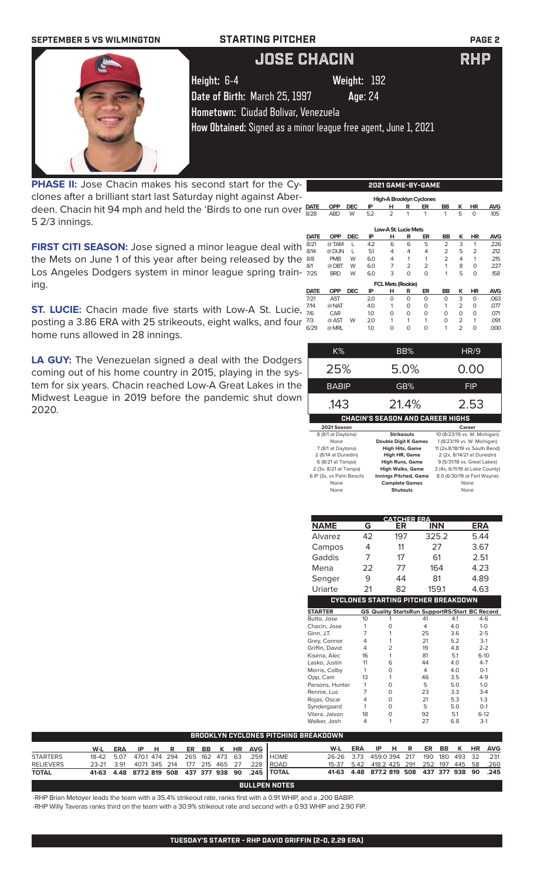SEPTEMBER 5 VS WILMINGTON — STARTING PITCHER

# JOSE CHACIN — RHP

**Height:** 6-4 **Weight:** 192

**Date of Birth:** March 25, 1997 **Age:** 24

**Hometown:** Ciudad Bolivar, Venezuela

**How Obtained:** Signed as a minor league free agent, June 1, 2021

**PHASE II:** Jose Chacin makes his second start for the Cyclones after a brilliant start last Saturday night against Aberdeen. Chacin hit 94 mph and held the 'Birds to one run over 5 2/3 innings.

**FIRST CITI SEASON:** Jose signed a minor league deal with the Mets on June 1 of this year after being released by the Los Angeles Dodgers system in minor league spring training.

**ST. LUCIE:** Chacin made five starts with Low-A St. Lucie, posting a 3.86 ERA with 25 strikeouts, eight walks, and four home runs allowed in 28 innings.

**LA GUY:** The Venezuelan signed a deal with the Dodgers coming out of his home country in 2015, playing in the system for six years. Chacin reached Low-A Great Lakes in the Midwest League in 2019 before the pandemic shut down 2020.

## 2021 GAME-BY-GAME

**High-A Brooklyn Cyclones**

| DATE | OPP | DEC | IP | H | R | ER | BB | K | HR | AVG |
|---|---|---|---|---|---|---|---|---|---|---|
| 8/28 | ABD | W | 5.2 | 2 | 1 | 1 | 1 | 5 | 0 | .105 |

**Low-A St. Lucie Mets**

| DATE | OPP | DEC | IP | H | R | ER | BB | K | HR | AVG |
|---|---|---|---|---|---|---|---|---|---|---|
| 8/21 | @ TAM | L | 4.2 | 6 | 6 | 5 | 2 | 3 | 1 | .226 |
| 8/14 | @ DUN | L | 5.1 | 4 | 4 | 4 | 2 | 5 | 2 | .212 |
| 8/8 | PMB | W | 6.0 | 4 | 1 | 1 | 2 | 4 | 1 | .215 |
| 8/1 | @ DBT | W | 6.0 | 7 | 2 | 2 | 1 | 8 | 0 | .227 |
| 7/25 | BRD | W | 6.0 | 3 | 0 | 0 | 1 | 5 | 0 | .158 |

**FCL Mets (Rookie)**

| DATE | OPP | DEC | IP | H | R | ER | BB | K | HR | AVG |
|---|---|---|---|---|---|---|---|---|---|---|
| 7/21 | AST | | 2.0 | 0 | 0 | 0 | 0 | 3 | 0 | .063 |
| 7/14 | @ NAT | | 4.0 | 1 | 0 | 0 | 1 | 2 | 0 | .077 |
| 7/6 | CAR | | 1.0 | 0 | 0 | 0 | 0 | 0 | 0 | .071 |
| 7/3 | @ AST | W | 2.0 | 1 | 1 | 1 | 0 | 2 | 1 | .091 |
| 6/29 | @ MRL | | 1.0 | 0 | 0 | 0 | 1 | 2 | 0 | .000 |

| K% | BB% | HR/9 |
|---|---|---|
| 25% | 5.0% | 0.00 |

| BABIP | GB% | FIP |
|---|---|---|
| .143 | 21.4% | 2.53 |

## CHACIN'S SEASON AND CAREER HIGHS

| 2021 Season | | Career |
|---|---|---|
| 8 (8/1 at Daytona) | Strikeouts | 10 (8/23/19 vs. W. Michigan) |
| None | Double Digit K Games | 1 (8/23/19 vs. W. Michigan) |
| 7 (8/1 at Daytona) | High Hits, Game | 11 (2x,8/18/19 vs South Bend) |
| 2 (8/14 at Dunedin) | High HR, Game | 2 (2x, 8/14/21 at Dunedin) |
| 6 (8/21 at Tampa) | High Runs, Game | 9 (5/31/18 vs. Great Lakes) |
| 2 (3x, 8/21 at Tampa) | High Walks, Game | 3 (4x, 6/11/19 at Lake County) |
| 6 IP (3x, vs Palm Beach) | Innings Pitched, Game | 8.0 (6/30/19 at Fort Wayne) |
| None | Complete Games | None |
| None | Shutouts | None |

## CATCHER ERA

| NAME | G | ER | INN | ERA |
|---|---|---|---|---|
| Alvarez | 42 | 197 | 325.2 | 5.44 |
| Campos | 4 | 11 | 27 | 3.67 |
| Gaddis | 7 | 17 | 61 | 2.51 |
| Mena | 22 | 77 | 164 | 4.23 |
| Senger | 9 | 44 | 81 | 4.89 |
| Uriarte | 21 | 82 | 159.1 | 4.63 |

## CYCLONES STARTING PITCHER BREAKDOWN

| STARTER | GS | Quality Starts | Run Support | RS/Start | BC Record |
|---|---|---|---|---|---|
| Butto, Jose | 10 | 1 | 41 | 4.1 | 4-6 |
| Chacin, Jose | 1 | 0 | 4 | 4.0 | 1-0 |
| Ginn, J.T. | 7 | 1 | 25 | 3.6 | 2-5 |
| Grey, Connor | 4 | 1 | 21 | 5.2 | 3-1 |
| Griffin, David | 4 | 2 | 19 | 4.8 | 2-2 |
| Kisena, Alec | 16 | 1 | 81 | 5.1 | 6-10 |
| Lasko, Justin | 11 | 6 | 44 | 4.0 | 4-7 |
| Morris, Colby | 1 | 0 | 4 | 4.0 | 0-1 |
| Opp, Cam | 13 | 1 | 46 | 3.5 | 4-9 |
| Parsons, Hunter | 1 | 0 | 5 | 5.0 | 1-0 |
| Rennie, Luc | 7 | 0 | 23 | 3.3 | 3-4 |
| Rojas, Oscar | 4 | 0 | 21 | 5.3 | 1-3 |
| Syndergaard | 1 | 0 | 5 | 5.0 | 0-1 |
| Vilera, Jaison | 18 | 0 | 92 | 5.1 | 6-12 |
| Walker, Josh | 4 | 1 | 27 | 6.8 | 3-1 |

## BROOKLYN CYCLONES PITCHING BREAKDOWN

| | W-L | ERA | IP | H | R | ER | BB | K | HR | AVG |
|---|---|---|---|---|---|---|---|---|---|---|
| STARTERS | 18-42 | 5.07 | 470.1 | 474 | 294 | 265 | 162 | 473 | 63 | .259 |
| RELIEVERS | 23-21 | 3.91 | 407.1 | 345 | 214 | 177 | 215 | 465 | 27 | .228 |
| TOTAL | 41-63 | 4.48 | 877.2 | 819 | 508 | 437 | 377 | 938 | 90 | .245 |

| | W-L | ERA | IP | H | R | ER | BB | K | HR | AVG |
|---|---|---|---|---|---|---|---|---|---|---|
| HOME | 26-26 | 3.73 | 459.0 | 394 | 217 | 190 | 180 | 493 | 32 | .231 |
| ROAD | 15-37 | 5.42 | 418.2 | 425 | 291 | 252 | 197 | 445 | 58 | .260 |
| TOTAL | 41-63 | 4.48 | 877.2 | 819 | 508 | 437 | 377 | 938 | 90 | .245 |

## BULLPEN NOTES

-RHP Brian Metoyer leads the team with a 35.4% strikeout rate, ranks first with a 0.91 WHIP, and a .200 BABIP.

-RHP Willy Taveras ranks third on the team with a 30.9% strikeout rate and second with a 0.93 WHIP and 2.90 FIP.

**TUESDAY'S STARTER - RHP DAVID GRIFFIN (2-0, 2.29 ERA)**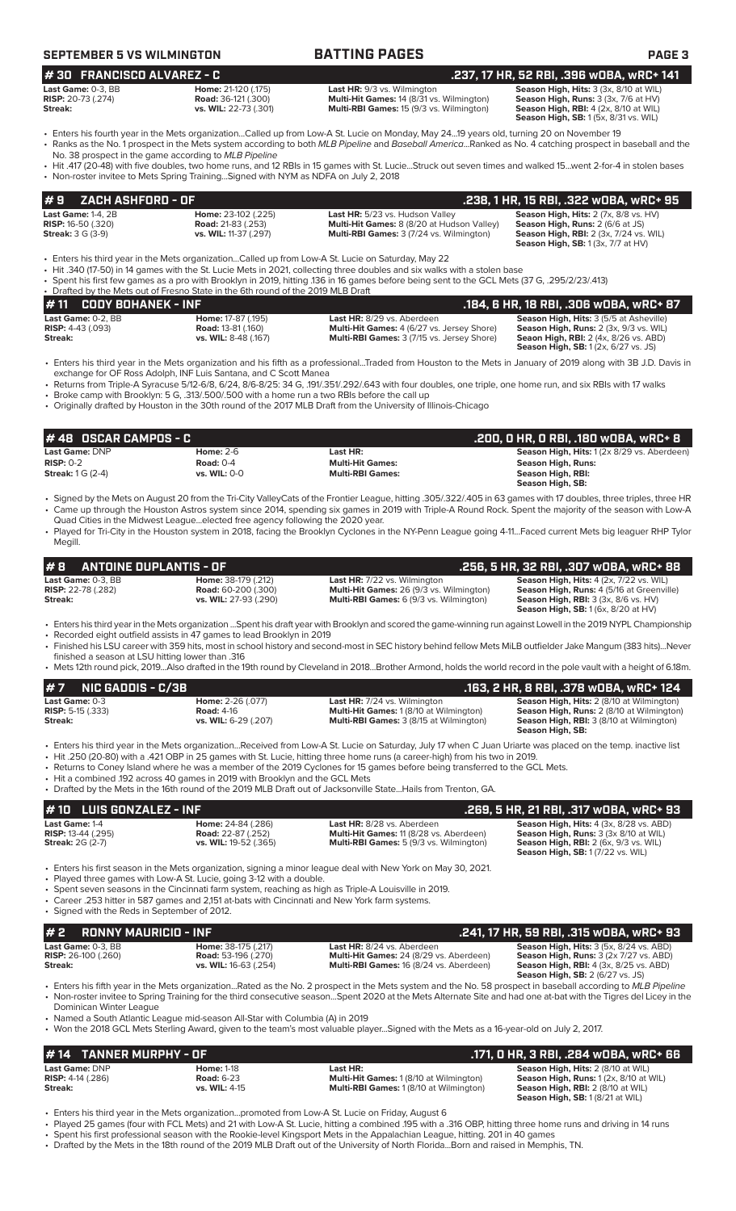## #30 FRANCISCO ALVAREZ - C
**.237, 17 HR, 52 RBI, .396 wOBA, wRC+ 141**

| | | | |
|---|---|---|---|
| **Last Game:** 0-3, BB | **Home:** 21-120 (.175) | **Last HR:** 9/3 vs. Wilmington | **Season High, Hits:** 3 (3x, 8/10 at WIL) |
| **RISP:** 20-73 (.274) | **Road:** 36-121 (.300) | **Multi-Hit Games:** 14 (8/31 vs. Wilmington) | **Season High, Runs:** 3 (3x, 7/6 at HV) |
| **Streak:** | **vs. WIL:** 22-73 (.301) | **Multi-RBI Games:** 15 (9/3 vs. Wilmington) | **Season High, RBI:** 4 (2x, 8/10 at WIL) |
| | | | **Season High, SB:** 1 (5x, 8/31 vs. WIL) |

- Enters his fourth year in the Mets organization...Called up from Low-A St. Lucie on Monday, May 24...19 years old, turning 20 on November 19
- Ranks as the No. 1 prospect in the Mets system according to both *MLB Pipeline* and *Baseball America*...Ranked as No. 4 catching prospect in baseball and the No. 38 prospect in the game according to *MLB Pipeline*
- Hit .417 (20-48) with five doubles, two home runs, and 12 RBIs in 15 games with St. Lucie...Struck out seven times and walked 15...went 2-for-4 in stolen bases
- Non-roster invitee to Mets Spring Training...Signed with NYM as NDFA on July 2, 2018

## #9 ZACH ASHFORD - OF
**.238, 1 HR, 15 RBI, .322 wOBA, wRC+ 95**

| | | | |
|---|---|---|---|
| **Last Game:** 1-4, 2B | **Home:** 23-102 (.225) | **Last HR:** 5/23 vs. Hudson Valley | **Season High, Hits:** 2 (7x, 8/8 vs. HV) |
| **RISP:** 16-50 (.320) | **Road:** 21-83 (.253) | **Multi-Hit Games:** 8 (8/20 at Hudson Valley) | **Season High, Runs:** 2 (6/6 at JS) |
| **Streak:** 3 G (3-9) | **vs. WIL:** 11-37 (.297) | **Multi-RBI Games:** 3 (7/24 vs. Wilmington) | **Season High, RBI:** 2 (3x, 7/24 vs. WIL) |
| | | | **Season High, SB:** 1 (3x, 7/7 at HV) |

- Enters his third year in the Mets organization...Called up from Low-A St. Lucie on Saturday, May 22
- Hit .340 (17-50) in 14 games with the St. Lucie Mets in 2021, collecting three doubles and six walks with a stolen base
- Spent his first few games as a pro with Brooklyn in 2019, hitting .136 in 16 games before being sent to the GCL Mets (37 G, .295/2/23/.413)
- Drafted by the Mets out of Fresno State in the 6th round of the 2019 MLB Draft

## #11 CODY BOHANEK - INF
**.184, 6 HR, 18 RBI, .306 wOBA, wRC+ 87**

| | | | |
|---|---|---|---|
| **Last Game:** 0-2, BB | **Home:** 17-87 (.195) | **Last HR:** 8/29 vs. Aberdeen | **Season High, Hits:** 3 (5/5 at Asheville) |
| **RISP:** 4-43 (.093) | **Road:** 13-81 (.160) | **Multi-Hit Games:** 4 (6/27 vs. Jersey Shore) | **Season High, Runs:** 2 (3x, 9/3 vs. WIL) |
| **Streak:** | **vs. WIL:** 8-48 (.167) | **Multi-RBI Games:** 3 (7/15 vs. Jersey Shore) | **Season High, RBI:** 2 (4x, 8/26 vs. ABD) |
| | | | **Season High, SB:** 1 (2x, 6/27 vs. JS) |

- Enters his third year in the Mets organization and his fifth as a professional...Traded from Houston to the Mets in January of 2019 along with 3B J.D. Davis in exchange for OF Ross Adolph, INF Luis Santana, and C Scott Manea
- Returns from Triple-A Syracuse 5/12-6/8, 6/24, 8/6-8/25: 34 G, .191/.351/.292/.643 with four doubles, one triple, one home run, and six RBIs with 17 walks
- Broke camp with Brooklyn: 5 G, .313/.500/.500 with a home run a two RBIs before the call up
- Originally drafted by Houston in the 30th round of the 2017 MLB Draft from the University of Illinois-Chicago

## #48 OSCAR CAMPOS - C
**.200, 0 HR, 0 RBI, .180 wOBA, wRC+ 8**

| | | | |
|---|---|---|---|
| **Last Game:** DNP | **Home:** 2-6 | **Last HR:** | **Season High, Hits:** 1 (2x 8/29 vs. Aberdeen) |
| **RISP:** 0-2 | **Road:** 0-4 | **Multi-Hit Games:** | **Season High, Runs:** |
| **Streak:** 1 G (2-4) | **vs. WIL:** 0-0 | **Multi-RBI Games:** | **Season High, RBI:** |
| | | | **Season High, SB:** |

- Signed by the Mets on August 20 from the Tri-City ValleyCats of the Frontier League, hitting .305/.322/.405 in 63 games with 17 doubles, three triples, three HR
- Came up through the Houston Astros system since 2014, spending six games in 2019 with Triple-A Round Rock. Spent the majority of the season with Low-A Quad Cities in the Midwest League...elected free agency following the 2020 year.
- Played for Tri-City in the Houston system in 2018, facing the Brooklyn Cyclones in the NY-Penn League going 4-11...Faced current Mets big leaguer RHP Tylor Megill.

## #8 ANTOINE DUPLANTIS - OF
**.256, 5 HR, 32 RBI, .307 wOBA, wRC+ 88**

| | | | |
|---|---|---|---|
| **Last Game:** 0-3, BB | **Home:** 38-179 (.212) | **Last HR:** 7/22 vs. Wilmington | **Season High, Hits:** 4 (2x, 7/22 vs. WIL) |
| **RISP:** 22-78 (.282) | **Road:** 60-200 (.300) | **Multi-Hit Games:** 26 (9/3 vs. Wilmington) | **Season High, Runs:** 4 (5/16 at Greenville) |
| **Streak:** | **vs. WIL:** 27-93 (.290) | **Multi-RBI Games:** 6 (9/3 vs. Wilmington) | **Season High, RBI:** 3 (2x, 8/6 vs. HV) |
| | | | **Season High, SB:** 1 (6x, 8/20 at HV) |

- Enters his third year in the Mets organization ...Spent his draft year with Brooklyn and scored the game-winning run against Lowell in the 2019 NYPL Championship
- Recorded eight outfield assists in 47 games to lead Brooklyn in 2019
- Finished his LSU career with 359 hits, most in school history and second-most in SEC history behind fellow Mets MiLB outfielder Jake Mangum (383 hits)...Never finished a season at LSU hitting lower than .316
- Mets 12th round pick, 2019...Also drafted in the 19th round by Cleveland in 2018...Brother Armond, holds the world record in the pole vault with a height of 6.18m.

## #7 NIC GADDIS - C/3B
**.163, 2 HR, 8 RBI, .378 wOBA, wRC+ 124**

| | | | |
|---|---|---|---|
| **Last Game:** 0-3 | **Home:** 2-26 (.077) | **Last HR:** 7/24 vs. Wilmington | **Season High, Hits:** 2 (8/10 at Wilmington) |
| **RISP:** 5-15 (.333) | **Road:** 4-16 | **Multi-Hit Games:** 1 (8/10 at Wilmington) | **Season High, Runs:** 2 (8/10 at Wilmington) |
| **Streak:** | **vs. WIL:** 6-29 (.207) | **Multi-RBI Games:** 3 (8/15 at Wilmington) | **Season High, RBI:** 3 (8/10 at Wilmington) |
| | | | **Season High, SB:** |

- Enters his third year in the Mets organization...Received from Low-A St. Lucie on Saturday, July 17 when C Juan Uriarte was placed on the temp. inactive list
- Hit .250 (20-80) with a .421 OBP in 25 games with St. Lucie, hitting three home runs (a career-high) from his two in 2019.
- Returns to Coney Island where he was a member of the 2019 Cyclones for 15 games before being transferred to the GCL Mets.
- Hit a combined .192 across 40 games in 2019 with Brooklyn and the GCL Mets
- Drafted by the Mets in the 16th round of the 2019 MLB Draft out of Jacksonville State...Hails from Trenton, GA.

## #10 LUIS GONZALEZ - INF
**.269, 5 HR, 21 RBI, .317 wOBA, wRC+ 93**

| | | | |
|---|---|---|---|
| **Last Game:** 1-4 | **Home:** 24-84 (.286) | **Last HR:** 8/28 vs. Aberdeen | **Season High, Hits:** 4 (3x, 8/28 vs. ABD) |
| **RISP:** 13-44 (.295) | **Road:** 22-87 (.252) | **Multi-Hit Games:** 11 (8/28 vs. Aberdeen) | **Season High, Runs:** 3 (3x 8/10 at WIL) |
| **Streak:** 2G (2-7) | **vs. WIL:** 19-52 (.365) | **Multi-RBI Games:** 5 (9/3 vs. Wilmington) | **Season High, RBI:** 2 (6x, 9/3 vs. WIL) |
| | | | **Season High, SB:** 1 (7/22 vs. WIL) |

- Enters his first season in the Mets organization, signing a minor league deal with New York on May 30, 2021.
- Played three games with Low-A St. Lucie, going 3-12 with a double.
- Spent seven seasons in the Cincinnati farm system, reaching as high as Triple-A Louisville in 2019.
- Career .253 hitter in 587 games and 2,151 at-bats with Cincinnati and New York farm systems.
- Signed with the Reds in September of 2012.

## #2 RONNY MAURICIO - INF
**.241, 17 HR, 59 RBI, .315 wOBA, wRC+ 93**

| | | | |
|---|---|---|---|
| **Last Game:** 0-3, BB | **Home:** 38-175 (.217) | **Last HR:** 8/24 vs. Aberdeen | **Season High, Hits:** 3 (5x, 8/24 vs. ABD) |
| **RISP:** 26-100 (.260) | **Road:** 53-196 (.270) | **Multi-Hit Games:** 24 (8/29 vs. Aberdeen) | **Season High, Runs:** 2 (3x 7/27 vs. ABD) |
| **Streak:** | **vs. WIL:** 16-63 (.254) | **Multi-RBI Games:** 16 (8/24 vs. Aberdeen) | **Season High, RBI:** 4 (3x, 8/25 vs. ABD) |
| | | | **Season High, SB:** 2 (6/27 vs. JS) |

- Enters his fifth year in the Mets organization...Rated as the No. 2 prospect in the Mets system and the No. 58 prospect in baseball according to *MLB Pipeline*
- Non-roster invitee to Spring Training for the third consecutive season...Spent 2020 at the Mets Alternate Site and had one at-bat with the Tigres del Licey in the Dominican Winter League
- Named a South Atlantic League mid-season All-Star with Columbia (A) in 2019
- Won the 2018 GCL Mets Sterling Award, given to the team's most valuable player...Signed with the Mets as a 16-year-old on July 2, 2017.

## #14 TANNER MURPHY - OF
**.171, 0 HR, 3 RBI, .284 wOBA, wRC+ 66**

| | | | |
|---|---|---|---|
| **Last Game:** DNP | **Home:** 1-18 | **Last HR:** | **Season High, Hits:** 2 (8/10 at WIL) |
| **RISP:** 4-14 (.286) | **Road:** 6-23 | **Multi-Hit Games:** 1 (8/10 at Wilmington) | **Season High, Runs:** 1 (2x, 8/10 at WIL) |
| **Streak:** | **vs. WIL:** 4-15 | **Multi-RBI Games:** 1 (8/10 at Wilmington) | **Season High, RBI:** 2 (8/10 at WIL) |
| | | | **Season High, SB:** 1 (8/21 at WIL) |

- Enters his third year in the Mets organization...promoted from Low-A St. Lucie on Friday, August 6
- Played 25 games (four with FCL Mets) and 21 with Low-A St. Lucie, hitting a combined .195 with a .316 OBP, hitting three home runs and driving in 14 runs
- Spent his first professional season with the Rookie-level Kingsport Mets in the Appalachian League, hitting. 201 in 40 games
- Drafted by the Mets in the 18th round of the 2019 MLB Draft out of the University of North Florida...Born and raised in Memphis, TN.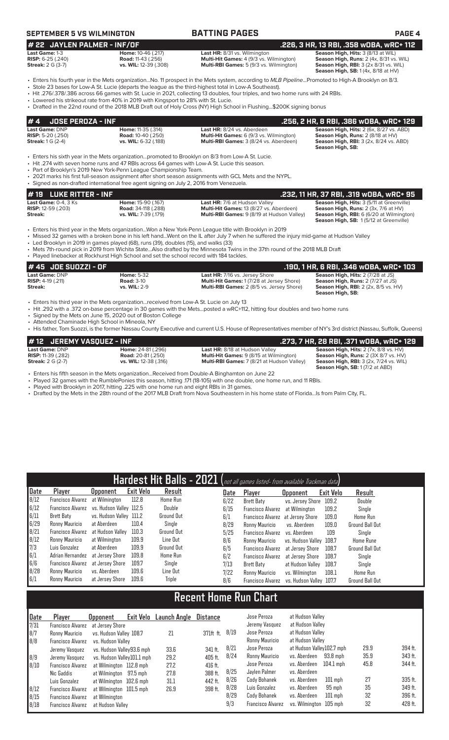**SEPTEMBER 5 VS WILMINGTON — BATTING PAGES**

## # 22 JAYLEN PALMER - INF/OF — .226, 3 HR, 13 RBI, .358 wOBA, wRC+ 112

**Last Game:** 1-3
**RISP:** 6-25 (.240)
**Streak:** 2 G (3-7)

**Home:** 10-46 (.217)
**Road:** 11-43 (.256)
**vs. WIL:** 12-39 (.308)

**Last HR:** 8/31 vs. Wilmington
**Multi-Hit Games:** 4 (9/3 vs. Wilmington)
**Multi-RBI Games:** 5 (9/3 vs. Wilmington)

**Season High, Hits:** 3 (8/13 at WIL)
**Season High, Runs:** 2 (4x, 8/31 vs. WIL)
**Season High, RBI:** 3 (2x 8/31 vs. WIL)
**Season High, SB:** 1 (4x, 8/18 at HV)

- Enters his fourth year in the Mets organization...No. 11 prospect in the Mets system, according to *MLB Pipeline*...Promoted to High-A Brooklyn on 8/3.
- Stole 23 bases for Low-A St. Lucie (departs the league as the third-highest total in Low-A Southeast).
- Hit .276/.378/.386 across 66 games with St. Lucie in 2021, collecting 13 doubles, four triples, and two home runs with 24 RBIs.
- Lowered his strikeout rate from 40% in 2019 with Kingsport to 28% with St. Lucie.
- Drafted in the 22nd round of the 2018 MLB Draft out of Holy Cross (NY) High School in Flushing...$200K signing bonus

## # 4 JOSE PEROZA - INF — .256, 2 HR, 8 RBI, .386 wOBA, wRC+ 129

**Last Game:** DNP
**RISP:** 5-20 (.250)
**Streak:** 1 G (2-4)

**Home:** 11-35 (.314)
**Road:** 10-40 (.250)
**vs. WIL:** 6-32 (.188)

**Last HR:** 8/24 vs. Aberdeen
**Multi-Hit Games:** 6 (9/3 vs. Wilmington)
**Multi-RBI Games:** 3 (8/24 vs. Aberdeen)

**Season High, Hits:** 2 (6x, 8/27 vs. ABD)
**Season High, Runs:** 2 (8/18 at HV)
**Season High, RBI:** 3 (2x, 8/24 vs. ABD)
**Season High, SB:**

- Enters his sixth year in the Mets organization...promoted to Brooklyn on 8/3 from Low-A St. Lucie.
- Hit .274 with seven home runs and 47 RBIs across 64 games with Low-A St. Lucie this season.
- Part of Brooklyn's 2019 New York-Penn League Championship Team.
- 2021 marks his first full-season assignment after short season assignments with GCL Mets and the NYPL.
- Signed as non-drafted international free agent signing on July 2, 2016 from Venezuela.

## # 19 LUKE RITTER - INF — .232, 11 HR, 37 RBI, .319 wOBA, wRC+ 95

**Last Game:** 0-4, 3 Ks
**RISP:** 12-59 (.203)
**Streak:**

**Home:** 15-90 (.167)
**Road:** 34-118 (.288)
**vs. WIL:** 7-39 (.179)

**Last HR:** 7/6 at Hudson Valley
**Multi-Hit Games:** 13 (8/27 vs. Aberdeen)
**Multi-RBI Games:** 9 (8/19 at Hudson Valley)

**Season High, Hits:** 3 (5/11 at Greenville)
**Season High, Runs:** 2 (3x, 7/6 at HV)
**Season High, RBI:** 6 (6/20 at Wilmington)
**Season High, SB:** 1 (5/12 at Greenville)

- Enters his third year in the Mets organization...Won a New York-Penn League title with Brooklyn in 2019
- Missed 32 games with a broken bone in his left hand...Went on the IL after July 7 when he suffered the injury mid-game at Hudson Valley
- Led Brooklyn in 2019 in games played (68), runs (39), doubles (15), and walks (33)
- Mets 7th-round pick in 2019 from Wichita State...Also drafted by the Minnesota Twins in the 37th round of the 2018 MLB Draft
- Played linebacker at Rockhurst High School and set the school record with 184 tackles.

## # 45 JOE SUOZZI - OF — .190, 1 HR, 6 RBI, .346 wOBA, wRC+ 103

**Last Game:** DNP
**RISP:** 4-19 (.211)
**Streak:**

**Home:** 5-32
**Road:** 3-10
**vs. WIL:** 2-9

**Last HR:** 7/16 vs. Jersey Shore
**Multi-Hit Games:** 1 (7/28 at Jersey Shore)
**Multi-RBI Games:** 2 (8/5 vs. Jersey Shore)

**Season High, Hits:** 2 (7/28 at JS)
**Season High, Runs:** 2 (7/27 at JS)
**Season High, RBI:** 2 (2x, 8/5 vs. HV)
**Season High, SB:**

- Enters his third year in the Mets organization...received from Low-A St. Lucie on July 13
- Hit .292 with a .372 on-base percentage in 30 games with the Mets...posted a wRC+112, hitting four doubles and two home runs
- Signed by the Mets on June 15, 2020 out of Boston College
- Attended Chaminade High School in Mineola, NY
- His father, Tom Suozzi, is the former Nassau County Executive and current U.S. House of Representatives member of NY's 3rd district (Nassau, Suffolk, Queens)

## # 12 JEREMY VASQUEZ - INF — .273, 7 HR, 28 RBI, .371 wOBA, wRC+ 129

**Last Game:** DNP
**RISP:** 11-39 (.282)
**Streak:** 2 G (2-7)

**Home:** 24-81 (.296)
**Road:** 20-81 (.250)
**vs. WIL:** 12-38 (.316)

**Last HR:** 8/18 at Hudson Valley
**Multi-Hit Games:** 9 (8/15 at Wilmington)
**Multi-RBI Games:** 7 (8/21 at Hudson Valley)

**Season High, Hits:** 2 (7x, 8/8 vs. HV)
**Season High, Runs:** 2 (3X 8/7 vs. HV)
**Season High, RBI:** 3 (2x, 7/24 vs. WIL)
**Season High, SB:** 1 (7/2 at ABD)

- Enters his fifth season in the Mets organization...Received from Double-A Binghamton on June 22
- Played 32 games with the RumblePonies this season, hitting .171 (18-105) with one double, one home run, and 11 RBIs.
- Played with Brooklyn in 2017, hitting .225 with one home run and eight RBIs in 31 games.
- Drafted by the Mets in the 28th round of the 2017 MLB Draft from Nova Southeastern in his home state of Florida...Is from Palm City, FL.

## Hardest Hit Balls - 2021 (not all games listed- from available Trackman data)

| Date | Player | Opponent | Exit Velo | Result |
|---|---|---|---|---|
| 8/12 | Francisco Alvarez | at Wilmington | 112.8 | Home Run |
| 6/12 | Francisco Alvarez | vs. Hudson Valley | 112.5 | Double |
| 6/11 | Brett Baty | vs. Hudson Valley | 111.2 | Ground Out |
| 6/29 | Ronny Mauricio | at Aberdeen | 110.4 | Single |
| 8/21 | Francisco Alvarez | at Hudson Valley | 110.3 | Ground Out |
| 8/12 | Ronny Mauricio | at Wilmington | 109.9 | Line Out |
| 7/3 | Luis Gonzalez | at Aberdeen | 109.9 | Ground Out |
| 6/1 | Adrian Hernandez | at Jersey Shore | 109.8 | Home Run |
| 6/6 | Francisco Alvarez | at Jersey Shore | 109.7 | Single |
| 8/28 | Ronny Mauricio | vs. Aberdeen | 109.6 | Line Out |
| 6/1 | Ronny Mauricio | at Jersey Shore | 109.6 | Triple |
| 6/22 | Brett Baty | vs. Jersey Shore | 109.2 | Double |
| 6/15 | Francisco Alvarez | at Wilmington | 109.2 | Single |
| 6/1 | Francisco Alvarez | at Jersey Shore | 109.0 | Home Run |
| 8/29 | Ronny Mauricio | vs. Aberdeen | 109.0 | Ground Ball Out |
| 5/25 | Francisco Alvarez | vs. Aberdeen | 109 | Single |
| 8/6 | Ronny Mauricio | vs. Hudson Valley | 108.7 | Home Rune |
| 6/5 | Francisco Alvarez | at Jersey Shore | 108.7 | Ground Ball Out |
| 6/2 | Francisco Alvarez | at Jersey Shore | 108.7 | Single |
| 7/13 | Brett Baty | at Hudson Valley | 108.7 | Single |
| 7/22 | Ronny Mauricio | vs. Wilmington | 108.1 | Home Run |
| 8/6 | Francisco Alvarez | vs. Hudson Valley | 107.7 | Ground Ball Out |

## Recent Home Run Chart

| Date | Player | Opponent | Exit Velo | Launch Angle | Distance |
|---|---|---|---|---|---|
| 7/31 | Francisco Alvarez | at Jersey Shore | | | |
| 8/7 | Ronny Mauricio | vs. Hudson Valley | 108.7 | 21 | 371ft ft. |
| 8/8 | Francisco Alvarez | vs. Hudson Valley | | | |
| | Jeremy Vasquez | vs. Hudson Valley | 93.6 mph | 33.6 | 341 ft. |
| 8/9 | Jeremy Vasquez | vs. Hudson Valley | 101.1 mph | 29.2 | 405 ft. |
| 8/10 | Francisco Alvarez | at Wilmington | 112.8 mph | 27.2 | 416 ft. |
| | Nic Gaddis | at Wilmington | 97.5 mph | 27.8 | 388 ft. |
| | Luis Gonzalez | at Wilmington | 102.6 mph | 31.1 | 442 ft. |
| 8/12 | Francisco Alvarez | at Wilmington | 101.5 mph | 26.9 | 398 ft. |
| 8/15 | Francisco Alvarez | at Wilmington | | | |
| 8/18 | Francisco Alvarez | at Hudson Valley | | | |
| | Jose Peroza | at Hudson Valley | | | |
| | Jeremy Vasquez | at Hudson Valley | | | |
| 8/19 | Jose Peroza | at Hudson Valley | | | |
| | Ronny Mauricio | at Hudson Valley | | | |
| 8/21 | Jose Peroza | at Hudson Valley | 102.7 mph | 29.9 | 394 ft. |
| 8/24 | Ronny Mauricio | vs. Aberdeen | 93.8 mph | 35.9 | 343 ft. |
| | Jose Peroza | vs. Aberdeen | 104.1 mph | 45.8 | 344 ft. |
| 8/25 | Jaylen Palmer | vs. Aberdeen | | | |
| 8/26 | Cody Bohanek | vs. Aberdeen | 101 mph | 27 | 335 ft. |
| 8/28 | Luis Gonzalez | vs. Aberdeen | 95 mph | 35 | 349 ft. |
| 8/29 | Cody Bohanek | vs. Aberdeen | 101 mph | 32 | 396 ft. |
| 9/3 | Francisco Alvarez | vs. Wilmington | 105 mph | 32 | 428 ft. |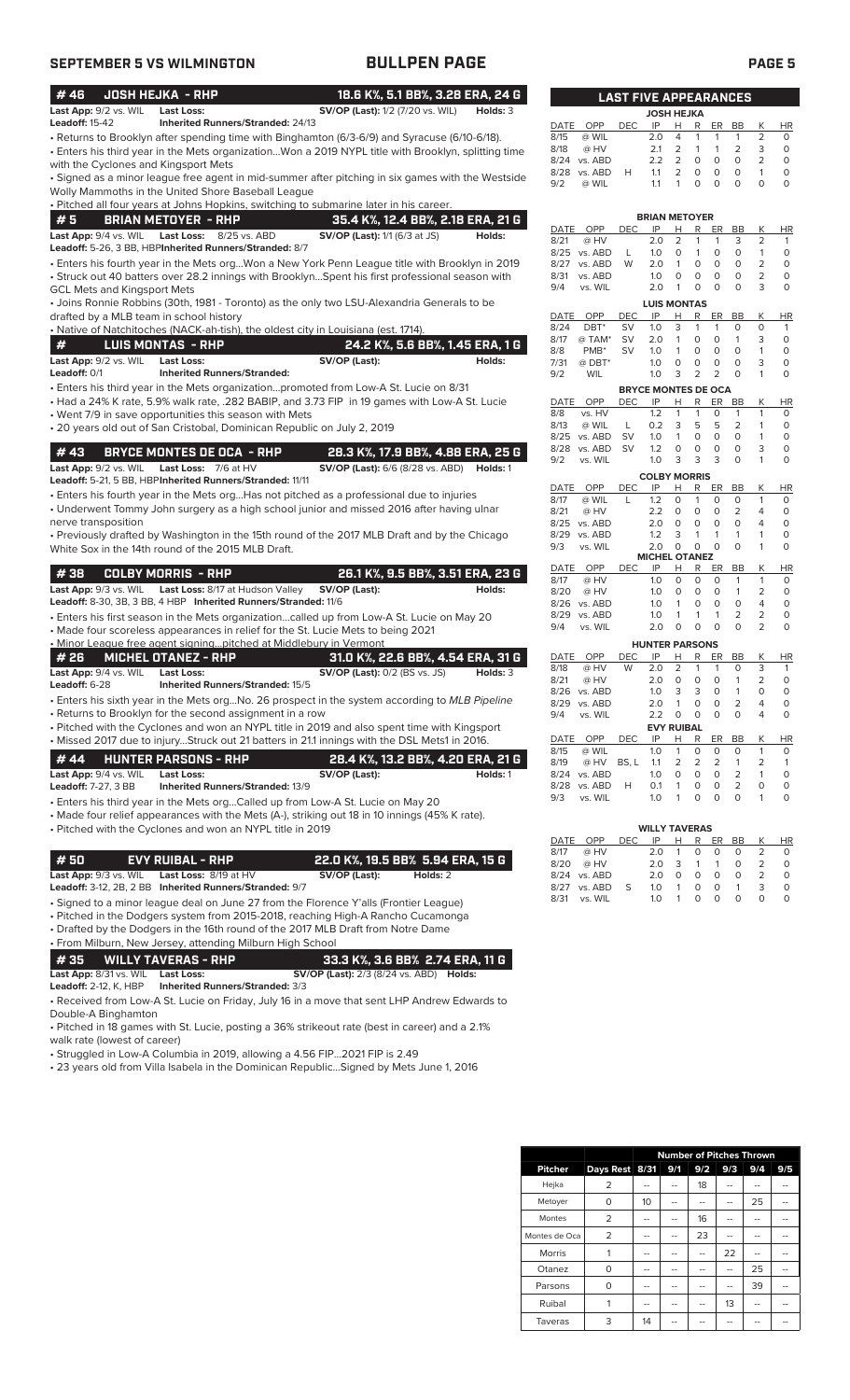## SEPTEMBER 5 VS WILMINGTON — BULLPEN PAGE

### #46 JOSH HEJKA - RHP — 18.6 K%, 5.1 BB%, 3.28 ERA, 24 G

**Last App:** 9/2 vs. WIL **Last Loss:** **SV/OP (Last):** 1/2 (7/20 vs. WIL) **Holds:** 3
**Leadoff:** 15-42 **Inherited Runners/Stranded:** 24/13

- Returns to Brooklyn after spending time with Binghamton (6/3-6/9) and Syracuse (6/10-6/18).
- Enters his third year in the Mets organization...Won a 2019 NYPL title with Brooklyn, splitting time with the Cyclones and Kingsport Mets
- Signed as a minor league free agent in mid-summer after pitching in six games with the Westside Wolly Mammoths in the United Shore Baseball League
- Pitched all four years at Johns Hopkins, switching to submarine later in his career.

### #5 BRIAN METOYER - RHP — 35.4 K%, 12.4 BB%, 2.18 ERA, 21 G

**Last App:** 9/4 vs. WIL **Last Loss:** 8/25 vs. ABD **SV/OP (Last):** 1/1 (6/3 at JS) **Holds:**
**Leadoff:** 5-26, 3 BB, HBP **Inherited Runners/Stranded:** 8/7

- Enters his fourth year in the Mets org...Won a New York Penn League title with Brooklyn in 2019
- Struck out 40 batters over 28.2 innings with Brooklyn...Spent his first professional season with GCL Mets and Kingsport Mets
- Joins Ronnie Robbins (30th, 1981 - Toronto) as the only two LSU-Alexandria Generals to be drafted by a MLB team in school history
- Native of Natchitoches (NACK-ah-tish), the oldest city in Louisiana (est. 1714).

### # LUIS MONTAS - RHP — 24.2 K%, 5.6 BB%, 1.45 ERA, 1 G

**Last App:** 9/2 vs. WIL **Last Loss:** **SV/OP (Last):** **Holds:**
**Leadoff:** 0/1 **Inherited Runners/Stranded:**

- Enters his third year in the Mets organization...promoted from Low-A St. Lucie on 8/31
- Had a 24% K rate, 5.9% walk rate, .282 BABIP, and 3.73 FIP in 19 games with Low-A St. Lucie
- Went 7/9 in save opportunities this season with Mets
- 20 years old out of San Cristobal, Dominican Republic on July 2, 2019

### #43 BRYCE MONTES DE OCA - RHP — 28.3 K%, 17.9 BB%, 4.88 ERA, 25 G

**Last App:** 9/2 vs. WIL **Last Loss:** 7/6 at HV **SV/OP (Last):** 6/6 (8/28 vs. ABD) **Holds:** 1
**Leadoff:** 5-21, 5 BB, HBP **Inherited Runners/Stranded:** 11/11

- Enters his fourth year in the Mets org...Has not pitched as a professional due to injuries
- Underwent Tommy John surgery as a high school junior and missed 2016 after having ulnar nerve transposition
- Previously drafted by Washington in the 15th round of the 2017 MLB Draft and by the Chicago White Sox in the 14th round of the 2015 MLB Draft.

### #38 COLBY MORRIS - RHP — 26.1 K%, 9.5 BB%, 3.51 ERA, 23 G

**Last App:** 9/3 vs. WIL **Last Loss:** 8/17 at Hudson Valley **SV/OP (Last):** **Holds:**
**Leadoff:** 8-30, 3B, 3 BB, 4 HBP **Inherited Runners/Stranded:** 11/6

- Enters his first season in the Mets organization...called up from Low-A St. Lucie on May 20
- Made four scoreless appearances in relief for the St. Lucie Mets to begin 2021
- Minor League free agent signing...pitched at Middlebury in Vermont

### #26 MICHEL OTANEZ - RHP — 31.0 K%, 22.6 BB%, 4.54 ERA, 31 G

**Last App:** 9/4 vs. WIL **Last Loss:** **SV/OP (Last):** 0/2 (BS vs. JS) **Holds:** 3
**Leadoff:** 6-28 **Inherited Runners/Stranded:** 15/5

- Enters his sixth year in the Mets org...No. 26 prospect in the system according to *MLB Pipeline*
- Returns to Brooklyn for the second assignment in a row
- Pitched with the Cyclones and won an NYPL title in 2019 and also spent time with Kingsport
- Missed 2017 due to injury...Struck out 21 batters in 21.1 innings with the DSL Mets1 in 2016.

### #44 HUNTER PARSONS - RHP — 28.4 K%, 13.2 BB%, 4.20 ERA, 21 G

**Last App:** 9/4 vs. WIL **Last Loss:** **SV/OP (Last):** **Holds:** 1
**Leadoff:** 7-27, 3 BB **Inherited Runners/Stranded:** 13/9

- Enters his third year in the Mets org...Called up from Low-A St. Lucie on May 20
- Made four relief appearances with the Mets (A-), striking out 18 in 10 innings (45% K rate).
- Pitched with the Cyclones and won an NYPL title in 2019

### #50 EVY RUIBAL - RHP — 22.0 K%, 19.5 BB% 5.94 ERA, 15 G

**Last App:** 9/3 vs. WIL **Last Loss:** 8/19 at HV **SV/OP (Last):** **Holds:** 2
**Leadoff:** 3-12, 2B, 2 BB **Inherited Runners/Stranded:** 9/7

- Signed to a minor league deal on June 27 from the Florence Y'alls (Frontier League)
- Pitched in the Dodgers system from 2015-2018, reaching High-A Rancho Cucamonga
- Drafted by the Dodgers in the 16th round of the 2017 MLB Draft from Notre Dame
- From Milburn, New Jersey, attending Milburn High School

### #35 WILLY TAVERAS - RHP — 33.3 K%, 3.6 BB% 2.74 ERA, 11 G

**Last App:** 8/31 vs. WIL **Last Loss:** **SV/OP (Last):** 2/3 (8/24 vs. ABD) **Holds:**
**Leadoff:** 2-12, K, HBP **Inherited Runners/Stranded:** 3/3

- Received from Low-A St. Lucie on Friday, July 16 in a move that sent LHP Andrew Edwards to Double-A Binghamton
- Pitched in 18 games with St. Lucie, posting a 36% strikeout rate (best in career) and a 2.1% walk rate (lowest of career)
- Struggled in Low-A Columbia in 2019, allowing a 4.56 FIP...2021 FIP is 2.49
- 23 years old from Villa Isabela in the Dominican Republic...Signed by Mets June 1, 2016

## LAST FIVE APPEARANCES

**JOSH HEJKA**

| DATE | OPP | DEC | IP | H | R | ER | BB | K | HR |
|---|---|---|---|---|---|---|---|---|---|
| 8/15 | @ WIL | | 2.0 | 4 | 1 | 1 | 1 | 2 | 0 |
| 8/18 | @ HV | | 2.1 | 2 | 1 | 1 | 2 | 3 | 0 |
| 8/24 | vs. ABD | | 2.2 | 2 | 0 | 0 | 0 | 2 | 0 |
| 8/28 | vs. ABD | H | 1.1 | 2 | 0 | 0 | 0 | 1 | 0 |
| 9/2 | @ WIL | | 1.1 | 1 | 0 | 0 | 0 | 0 | 0 |

**BRIAN METOYER**

| DATE | OPP | DEC | IP | H | R | ER | BB | K | HR |
|---|---|---|---|---|---|---|---|---|---|
| 8/21 | @ HV | | 2.0 | 2 | 1 | 1 | 3 | 2 | 1 |
| 8/25 | vs. ABD | L | 1.0 | 0 | 1 | 0 | 0 | 1 | 0 |
| 8/27 | vs. ABD | W | 2.0 | 1 | 0 | 0 | 0 | 2 | 0 |
| 8/31 | vs. ABD | | 1.0 | 0 | 0 | 0 | 0 | 2 | 0 |
| 9/4 | vs. WIL | | 2.0 | 1 | 0 | 0 | 0 | 3 | 0 |

**LUIS MONTAS**

| DATE | OPP | DEC | IP | H | R | ER | BB | K | HR |
|---|---|---|---|---|---|---|---|---|---|
| 8/24 | DBT* | SV | 1.0 | 3 | 1 | 1 | 0 | 0 | 1 |
| 8/17 | @ TAM* | SV | 2.0 | 1 | 0 | 0 | 1 | 3 | 0 |
| 8/8 | PMB* | SV | 1.0 | 1 | 0 | 0 | 0 | 1 | 0 |
| 7/31 | @ DBT* | | 1.0 | 0 | 0 | 0 | 0 | 3 | 0 |
| 9/2 | WIL | | 1.0 | 3 | 2 | 2 | 0 | 1 | 0 |

**BRYCE MONTES DE OCA**

| DATE | OPP | DEC | IP | H | R | ER | BB | K | HR |
|---|---|---|---|---|---|---|---|---|---|
| 8/8 | vs. HV | | 1.2 | 1 | 1 | 0 | 1 | 1 | 0 |
| 8/13 | @ WIL | L | 0.2 | 3 | 5 | 5 | 2 | 1 | 0 |
| 8/25 | vs. ABD | SV | 1.0 | 1 | 0 | 0 | 0 | 1 | 0 |
| 8/28 | vs. ABD | SV | 1.2 | 0 | 0 | 0 | 0 | 3 | 0 |
| 9/2 | vs. WIL | | 1.0 | 3 | 3 | 3 | 0 | 1 | 0 |

**COLBY MORRIS**

| DATE | OPP | DEC | IP | H | R | ER | BB | K | HR |
|---|---|---|---|---|---|---|---|---|---|
| 8/17 | @ WIL | L | 1.2 | 0 | 1 | 0 | 0 | 1 | 0 |
| 8/21 | @ HV | | 2.2 | 0 | 0 | 0 | 2 | 4 | 0 |
| 8/25 | vs. ABD | | 2.0 | 0 | 0 | 0 | 0 | 4 | 0 |
| 8/29 | vs. ABD | | 1.2 | 3 | 1 | 1 | 1 | 1 | 0 |
| 9/3 | vs. WIL | | 2.0 | 0 | 0 | 0 | 0 | 1 | 0 |

**MICHEL OTANEZ**

| DATE | OPP | DEC | IP | H | R | ER | BB | K | HR |
|---|---|---|---|---|---|---|---|---|---|
| 8/17 | @ HV | | 1.0 | 0 | 0 | 0 | 1 | 0 | 0 |
| 8/20 | @ HV | | 1.0 | 0 | 0 | 0 | 1 | 2 | 0 |
| 8/26 | vs. ABD | | 1.0 | 1 | 0 | 0 | 0 | 4 | 0 |
| 8/29 | vs. ABD | | 1.0 | 1 | 1 | 1 | 2 | 2 | 0 |
| 9/4 | vs. WIL | | 2.0 | 0 | 0 | 0 | 0 | 2 | 0 |

**HUNTER PARSONS**

| DATE | OPP | DEC | IP | H | R | ER | BB | K | HR |
|---|---|---|---|---|---|---|---|---|---|
| 8/18 | @ HV | W | 2.0 | 2 | 1 | 1 | 0 | 3 | 1 |
| 8/21 | @ HV | | 2.0 | 0 | 0 | 0 | 1 | 2 | 0 |
| 8/26 | vs. ABD | | 1.0 | 3 | 3 | 0 | 1 | 0 | 0 |
| 8/29 | vs. ABD | | 2.0 | 1 | 0 | 0 | 2 | 4 | 0 |
| 9/4 | vs. WIL | | 2.2 | 0 | 0 | 0 | 0 | 4 | 0 |

**EVY RUIBAL**

| DATE | OPP | DEC | IP | H | R | ER | BB | K | HR |
|---|---|---|---|---|---|---|---|---|---|
| 8/15 | @ WIL | | 1.0 | 1 | 0 | 0 | 0 | 1 | 0 |
| 8/19 | @ HV | BS, L | 1.1 | 2 | 2 | 2 | 1 | 2 | 1 |
| 8/24 | vs. ABD | | 1.0 | 0 | 0 | 0 | 2 | 1 | 0 |
| 8/28 | vs. ABD | H | 0.1 | 1 | 0 | 0 | 2 | 0 | 0 |
| 9/3 | vs. WIL | | 1.0 | 1 | 0 | 0 | 0 | 1 | 0 |

**WILLY TAVERAS**

| DATE | OPP | DEC | IP | H | R | ER | BB | K | HR |
|---|---|---|---|---|---|---|---|---|---|
| 8/17 | @ HV | | 2.0 | 1 | 0 | 0 | 0 | 2 | 0 |
| 8/20 | @ HV | | 2.0 | 3 | 1 | 1 | 0 | 2 | 0 |
| 8/24 | vs. ABD | | 2.0 | 0 | 0 | 0 | 0 | 2 | 0 |
| 8/27 | vs. ABD | S | 1.0 | 1 | 0 | 0 | 1 | 3 | 0 |
| 8/31 | vs. WIL | | 1.0 | 1 | 0 | 0 | 0 | 0 | 0 |

## Number of Pitches Thrown

| Pitcher | Days Rest | 8/31 | 9/1 | 9/2 | 9/3 | 9/4 | 9/5 |
|---|---|---|---|---|---|---|---|
| Hejka | 2 | -- | -- | 18 | -- | -- | -- |
| Metoyer | 0 | 10 | -- | -- | -- | 25 | -- |
| Montes | 2 | -- | -- | 16 | -- | -- | -- |
| Montes de Oca | 2 | -- | -- | 23 | -- | -- | -- |
| Morris | 1 | -- | -- | -- | 22 | -- | -- |
| Otanez | 0 | -- | -- | -- | -- | 25 | -- |
| Parsons | 0 | -- | -- | -- | -- | 39 | -- |
| Ruibal | 1 | -- | -- | -- | 13 | -- | -- |
| Taveras | 3 | 14 | -- | -- | -- | -- | -- |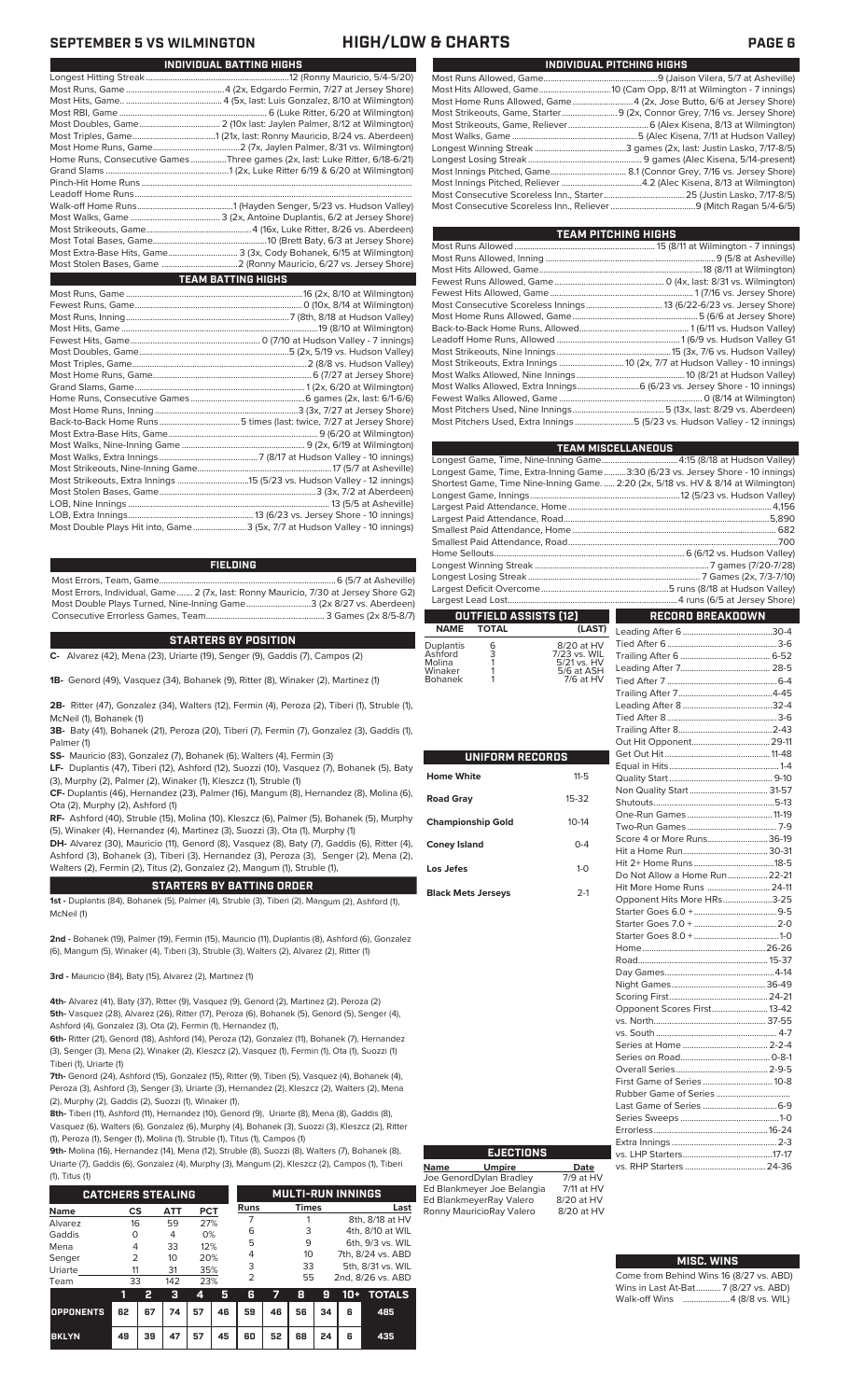## SEPTEMBER 5 VS WILMINGTON — HIGH/LOW & CHARTS

### INDIVIDUAL BATTING HIGHS

| | |
|---|---|
| Longest Hitting Streak | 12 (Ronny Mauricio, 5/4-5/20) |
| Most Runs, Game | 4 (2x, Edgardo Fermin, 7/27 at Jersey Shore) |
| Most Hits, Game | 4 (5x, last: Luis Gonzalez, 8/10 at Wilmington) |
| Most RBI, Game | 6 (Luke Ritter, 6/20 at Wilmington) |
| Most Doubles, Game | 2 (10x last: Jaylen Palmer, 8/12 at Wilmington) |
| Most Triples, Game | 1 (21x, last: Ronny Mauricio, 8/24 vs. Aberdeen) |
| Most Home Runs, Game | 2 (7x, Jaylen Palmer, 8/31 vs. Wilmington) |
| Home Runs, Consecutive Games | Three games (2x, last: Luke Ritter, 6/18-6/21) |
| Grand Slams | 1 (2x, Luke Ritter 6/19 & 6/20 at Wilmington) |
| Pinch-Hit Home Runs | |
| Leadoff Home Runs | |
| Walk-off Home Runs | 1 (Hayden Senger, 5/23 vs. Hudson Valley) |
| Most Walks, Game | 3 (2x, Antoine Duplantis, 6/2 at Jersey Shore) |
| Most Strikeouts, Game | 4 (16x, Luke Ritter, 8/26 vs. Aberdeen) |
| Most Total Bases, Game | 10 (Brett Baty, 6/3 at Jersey Shore) |
| Most Extra-Base Hits, Game | 3 (3x, Cody Bohanek, 6/15 at Wilmington) |
| Most Stolen Bases, Game | 2 (Ronny Mauricio, 6/27 vs. Jersey Shore) |

### TEAM BATTING HIGHS

| | |
|---|---|
| Most Runs, Game | 16 (2x, 8/10 at Wilmington) |
| Fewest Runs, Game | 0 (10x, 8/14 at Wilmington) |
| Most Runs, Inning | 7 (8th, 8/18 at Hudson Valley) |
| Most Hits, Game | 19 (8/10 at Wilmington) |
| Fewest Hits, Game | 0 (7/10 at Hudson Valley - 7 innings) |
| Most Doubles, Game | 5 (2x, 5/19 vs. Hudson Valley) |
| Most Triples, Game | 2 (8/9 vs. Hudson Valley) |
| Most Home Runs, Game | 6 (7/27 at Jersey Shore) |
| Grand Slams, Game | 1 (2x, 6/20 at Wilmington) |
| Home Runs, Consecutive Games | 6 games (2x, last: 6/1-6/6) |
| Most Home Runs, Inning | 3 (3x, 7/27 at Jersey Shore) |
| Back-to-Back Home Runs | 5 times (last: twice, 7/27 at Jersey Shore) |
| Most Extra-Base Hits, Game | 9 (6/20 at Wilmington) |
| Most Walks, Nine-Inning Game | 9 (2x, 6/19 at Wilmington) |
| Most Walks, Extra Innings | 7 (8/17 at Hudson Valley - 10 innings) |
| Most Strikeouts, Nine-Inning Game | 17 (5/7 at Asheville) |
| Most Strikeouts, Extra Innings | 15 (5/23 vs. Hudson Valley - 12 innings) |
| Most Stolen Bases, Game | 3 (3x, 7/2 at Aberdeen) |
| LOB, Nine Innings | 13 (5/5 at Asheville) |
| LOB, Extra Innings | 13 (6/23 vs. Jersey Shore - 10 innings) |
| Most Double Plays Hit into, Game | 3 (5x, 7/7 at Hudson Valley - 10 innings) |

### FIELDING

| | |
|---|---|
| Most Errors, Team, Game | 6 (5/7 at Asheville) |
| Most Errors, Individual, Game | 2 (7x, last: Ronny Mauricio, 7/30 at Jersey Shore G2) |
| Most Double Plays Turned, Nine-Inning Game | 3 (2x 8/27 vs. Aberdeen) |
| Consecutive Errorless Games, Team | 3 Games (2x 8/5-8/7) |

### STARTERS BY POSITION

**C-** Alvarez (42), Mena (23), Uriarte (19), Senger (9), Gaddis (7), Campos (2)

**1B-** Genord (49), Vasquez (34), Bohanek (9), Ritter (8), Winaker (2), Martinez (1)

**2B-** Ritter (47), Gonzalez (34), Walters (12), Fermin (4), Peroza (2), Tiberi (1), Struble (1), McNeil (1), Bohanek (1)

**3B-** Baty (41), Bohanek (21), Peroza (20), Tiberi (7), Fermin (7), Gonzalez (3), Gaddis (1), Palmer (1)

**SS-** Mauricio (83), Gonzalez (7), Bohanek (6), Walters (4), Fermin (3)

**LF-** Duplantis (47), Tiberi (12), Ashford (12), Suozzi (10), Vasquez (7), Bohanek (5), Baty (3), Murphy (2), Palmer (2), Winaker (1), Kleszcz (1), Struble (1)

**CF-** Duplantis (46), Hernandez (23), Palmer (16), Mangum (8), Hernandez (8), Molina (6), Ota (2), Murphy (2), Ashford (1)

**RF-** Ashford (40), Struble (15), Molina (10), Kleszcz (6), Palmer (5), Bohanek (5), Murphy (5), Winaker (4), Hernandez (4), Martinez (3), Suozzi (3), Ota (1), Murphy (1)

**DH-** Alvarez (30), Mauricio (11), Genord (8), Vasquez (8), Baty (7), Gaddis (6), Ritter (4), Ashford (3), Bohanek (3), Tiberi (3), Hernandez (3), Peroza (3), Senger (2), Mena (2), Walters (2), Fermin (2), Titus (2), Gonzalez (2), Mangum (1), Struble (1),

### STARTERS BY BATTING ORDER

**1st -** Duplantis (84), Bohanek (5), Palmer (4), Struble (3), Tiberi (2), Mangum (2), Ashford (1), McNeil (1)

**2nd -** Bohanek (19), Palmer (19), Fermin (15), Mauricio (11), Duplantis (8), Ashford (6), Gonzalez (6), Mangum (5), Winaker (4), Tiberi (3), Struble (3), Walters (2), Alvarez (2), Ritter (1)

**3rd -** Mauricio (84), Baty (15), Alvarez (2), Martinez (1)

**4th-** Alvarez (41), Baty (37), Ritter (9), Vasquez (9), Genord (2), Martinez (2), Peroza (2)
**5th-** Vasquez (28), Alvarez (26), Ritter (17), Peroza (6), Bohanek (6), Genord (5), Senger (4), Ashford (4), Gonzalez (3), Ota (2), Fermin (1), Hernandez (1),

**6th-** Ritter (21), Genord (18), Ashford (18), Peroza (12), Gonzalez (11), Bohanek (7), Hernandez (3), Senger (3), Mena (2), Winaker (2), Kleszcz (2), Vasquez (1), Fermin (1), Ota (1), Suozzi (1) Tiberi (1), Uriarte (1)

**7th-** Genord (24), Ashford (15), Gonzalez (15), Ritter (9), Tiberi (5), Vasquez (4), Bohanek (4), Peroza (3), Ashford (3), Senger (3), Uriarte (3), Hernandez (2), Kleszcz (2), Walters (2), Mena (2), Murphy (2), Gaddis (2), Suozzi (1), Winaker (1),

**8th-** Tiberi (11), Ashford (11), Hernandez (10), Genord (9), Uriarte (8), Mena (8), Gaddis (8), Vasquez (6), Walters (6), Gonzalez (6), Murphy (4), Bohanek (3), Suozzi (3), Kleszcz (2), Ritter (1), Peroza (1), Senger (1), Molina (1), Struble (1), Titus (1), Campos (1)

**9th-** Molina (16), Hernandez (14), Mena (12), Struble (8), Suozzi (8), Walters (7), Bohanek (7), Uriarte (7), Gaddis (6), Gonzalez (4), Murphy (3), Mangum (2), Kleszcz (2), Campos (1), Tiberi (1), Titus (1)

### CATCHERS STEALING

| Name | CS | ATT | PCT |
|---|---|---|---|
| Alvarez | 16 | 59 | 27% |
| Gaddis | 0 | 4 | 0% |
| Mena | 4 | 33 | 12% |
| Senger | 2 | 10 | 20% |
| Uriarte | 11 | 31 | 35% |
| Team | 33 | 142 | 23% |

### MULTI-RUN INNINGS

| Runs | Times | Last |
|---|---|---|
| 7 | 1 | 8th, 8/18 at HV |
| 6 | 3 | 4th, 8/10 at WIL |
| 5 | 9 | 6th, 9/3 vs. WIL |
| 4 | 10 | 7th, 8/24 vs. ABD |
| 3 | 33 | 5th, 8/31 vs. WIL |
| 2 | 55 | 2nd, 8/26 vs. ABD |

| | 1 | 2 | 3 | 4 | 5 | 6 | 7 | 8 | 9 | 10+ | TOTALS |
|---|---|---|---|---|---|---|---|---|---|---|---|
| OPPONENTS | 62 | 67 | 74 | 57 | 46 | 59 | 46 | 56 | 34 | 6 | 485 |
| BKLYN | 49 | 39 | 47 | 57 | 45 | 60 | 52 | 68 | 24 | 6 | 435 |

### INDIVIDUAL PITCHING HIGHS

| | |
|---|---|
| Most Runs Allowed, Game | 9 (Jaison Vilera, 5/7 at Asheville) |
| Most Hits Allowed, Game | 10 (Cam Opp, 8/11 at Wilmington - 7 innings) |
| Most Home Runs Allowed, Game | 4 (2x, Jose Butto, 6/6 at Jersey Shore) |
| Most Strikeouts, Game, Starter | 9 (2x, Connor Grey, 7/16 vs. Jersey Shore) |
| Most Strikeouts, Game, Reliever | 6 (Alex Kisena, 8/13 at Wilmington) |
| Most Walks, Game | 5 (Alec Kisena, 7/11 at Hudson Valley) |
| Longest Winning Streak | 3 games (2x, last: Justin Lasko, 7/17-8/5) |
| Longest Losing Streak | 9 games (Alec Kisena, 5/14-present) |
| Most Innings Pitched, Game | 8.1 (Connor Grey, 7/16 vs. Jersey Shore) |
| Most Innings Pitched, Reliever | 4.2 (Alec Kisena, 8/13 at Wilmington) |
| Most Consecutive Scoreless Inn., Starter | 25 (Justin Lasko, 7/17-8/5) |
| Most Consecutive Scoreless Inn., Reliever | 9 (Mitch Ragan 5/4-6/5) |

### TEAM PITCHING HIGHS

| | |
|---|---|
| Most Runs Allowed | 15 (8/11 at Wilmington - 7 innings) |
| Most Runs Allowed, Inning | 9 (5/8 at Asheville) |
| Most Hits Allowed, Game | 18 (8/11 at Wilmington) |
| Fewest Runs Allowed, Game | 0 (4x, last: 8/31 vs. Wilmington) |
| Fewest Hits Allowed, Game | 1 (7/16 vs. Jersey Shore) |
| Most Consecutive Scoreless Innings | 13 (6/22-6/23 vs. Jersey Shore) |
| Most Home Runs Allowed, Game | 5 (6/6 at Jersey Shore) |
| Back-to-Back Home Runs, Allowed | 1 (6/11 vs. Hudson Valley) |
| Leadoff Home Runs, Allowed | 1 (6/9 vs. Hudson Valley G1 |
| Most Strikeouts, Nine Innings | 15 (3x, 7/6 vs. Hudson Valley) |
| Most Strikeouts, Extra Innings | 10 (2x, 7/7 at Hudson Valley - 10 innings) |
| Most Walks Allowed, Nine Innings | 10 (8/21 at Hudson Valley) |
| Most Walks Allowed, Extra Innings | 6 (6/23 vs. Jersey Shore - 10 innings) |
| Fewest Walks Allowed, Game | 0 (8/14 at Wilmington) |
| Most Pitchers Used, Nine Innings | 5 (13x, last: 8/29 vs. Aberdeen) |
| Most Pitchers Used, Extra Innings | 5 (5/23 vs. Hudson Valley - 12 innings) |

### TEAM MISCELLANEOUS

| | |
|---|---|
| Longest Game, Time, Nine-Inning Game | 4:15 (8/18 at Hudson Valley) |
| Longest Game, Time, Extra-Inning Game | 3:30 (6/23 vs. Jersey Shore - 10 innings) |
| Shortest Game, Time, Nine-Inning Game | 2:20 (2x, 5/18 vs. HV & 8/14 at Wilmington) |
| Longest Game, Innings | 12 (5/23 vs. Hudson Valley) |
| Largest Paid Attendance, Home | 4,156 |
| Largest Paid Attendance, Road | 5,890 |
| Smallest Paid Attendance, Home | 682 |
| Smallest Paid Attendance, Road | 700 |
| Home Sellouts | 6 (6/12 vs. Hudson Valley) |
| Longest Winning Streak | 7 games (7/20-7/28) |
| Longest Losing Streak | 7 Games (2x, 7/3-7/10) |
| Largest Deficit Overcome | 5 runs (8/18 at Hudson Valley) |
| Largest Lead Lost | 4 runs (6/5 at Jersey Shore) |

### OUTFIELD ASSISTS (12)

| NAME | TOTAL | (LAST) |
|---|---|---|
| Duplantis | 6 | 8/20 at HV |
| Ashford | 3 | 7/23 vs. WIL |
| Molina | 1 | 5/21 vs. HV |
| Winaker | 1 | 5/6 at ASH |
| Bohanek | 1 | 7/6 at HV |

### UNIFORM RECORDS

| | |
|---|---|
| Home White | 11-5 |
| Road Gray | 15-32 |
| Championship Gold | 10-14 |
| Coney Island | 0-4 |
| Los Jefes | 1-0 |
| Black Mets Jerseys | 2-1 |

### EJECTIONS

| Name | Umpire | Date |
|---|---|---|
| Joe Genord | Dylan Bradley | 7/9 at HV |
| Ed Blankmeyer | Joe Belangia | 7/11 at HV |
| Ed Blankmeyer | Ray Valero | 8/20 at HV |
| Ronny Mauricio | Ray Valero | 8/20 at HV |

### RECORD BREAKDOWN

| | |
|---|---|
| Leading After 6 | 30-4 |
| Tied After 6 | 3-6 |
| Trailing After 6 | 6-52 |
| Leading After 7 | 28-5 |
| Tied After 7 | 6-4 |
| Trailing After 7 | 4-45 |
| Leading After 8 | 32-4 |
| Tied After 8 | 3-6 |
| Trailing After 8 | 2-43 |
| Out Hit Opponent | 29-11 |
| Get Out Hit | 11-48 |
| Equal in Hits | 1-4 |
| Quality Start | 9-10 |
| Non Quality Start | 31-57 |
| Shutouts | 5-13 |
| One-Run Games | 11-19 |
| Two-Run Games | 7-9 |
| Score 4 or More Runs | 36-19 |
| Hit a Home Run | 30-31 |
| Hit 2+ Home Runs | 18-5 |
| Do Not Allow a Home Run | 22-21 |
| Hit More Home Runs | 24-11 |
| Opponent Hits More HRs | 3-25 |
| Starter Goes 6.0 + | 9-5 |
| Starter Goes 7.0 + | 2-0 |
| Starter Goes 8.0 + | 1-0 |
| Home | 26-26 |
| Road | 15-37 |
| Day Games | 4-14 |
| Night Games | 36-49 |
| Scoring First | 24-21 |
| Opponent Scores First | 13-42 |
| vs. North | 37-55 |
| vs. South | 4-7 |
| Series at Home | 2-2-4 |
| Series on Road | 0-8-1 |
| Overall Series | 2-9-5 |
| First Game of Series | 10-8 |
| Rubber Game of Series | |
| Last Game of Series | 6-9 |
| Series Sweeps | 1-0 |
| Errorless | 16-24 |
| Extra Innings | 2-3 |
| vs. LHP Starters | 17-17 |
| vs. RHP Starters | 24-36 |

### MISC. WINS

| | |
|---|---|
| Come from Behind Wins | 16 (8/27 vs. ABD) |
| Wins in Last At-Bat | 7 (8/27 vs. ABD) |
| Walk-off Wins | 4 (8/8 vs. WIL) |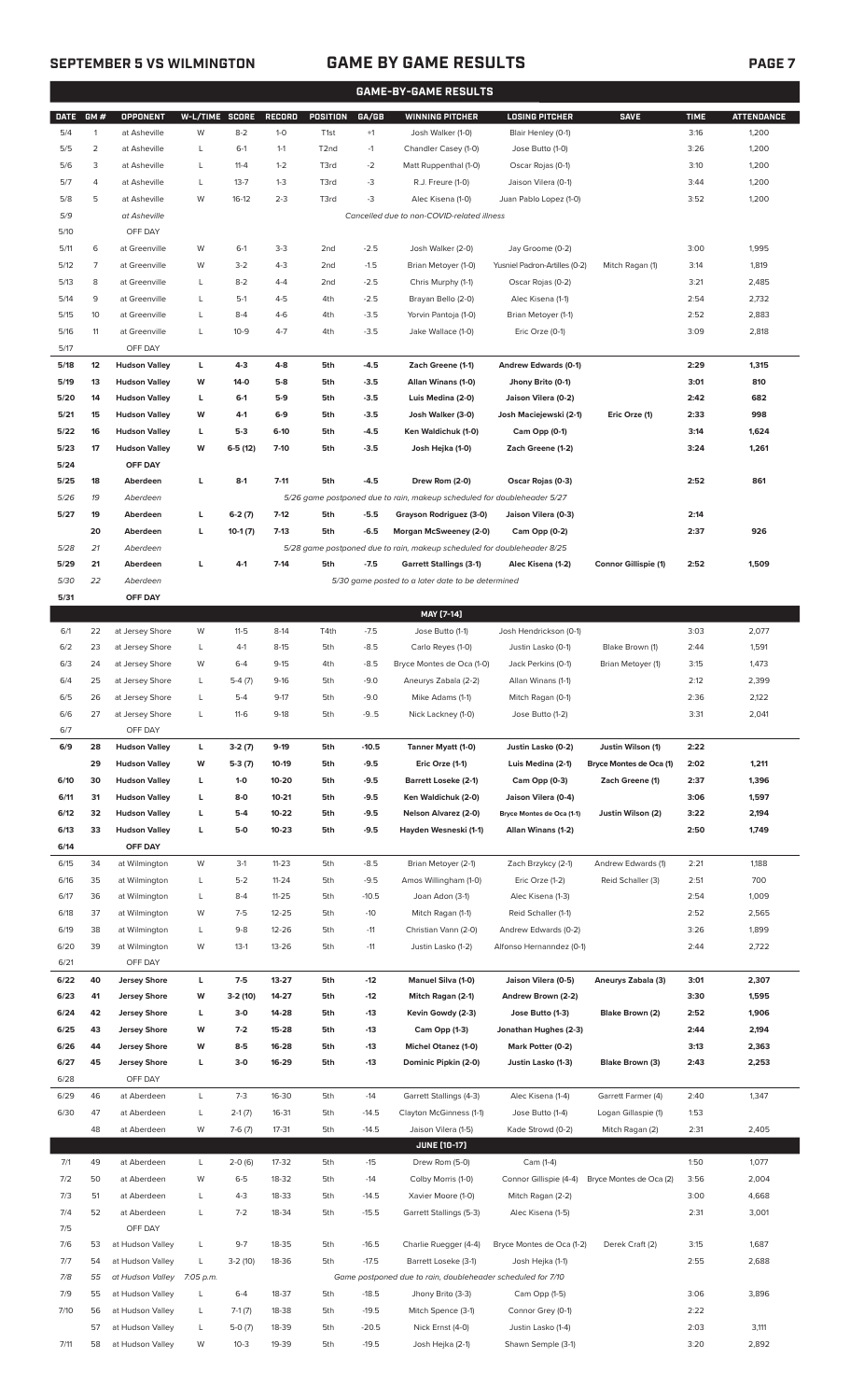# GAME-BY-GAME RESULTS

| DATE | GM # | OPPONENT | W-L/TIME | SCORE | RECORD | POSITION | GA/GB | WINNING PITCHER | LOSING PITCHER | SAVE | TIME | ATTENDANCE |
|---|---|---|---|---|---|---|---|---|---|---|---|---|
| 5/4 | 1 | at Asheville | W | 8-2 | 1-0 | T1st | +1 | Josh Walker (1-0) | Blair Henley (0-1) | | 3:16 | 1,200 |
| 5/5 | 2 | at Asheville | L | 6-1 | 1-1 | T2nd | -1 | Chandler Casey (1-0) | Jose Butto (1-0) | | 3:26 | 1,200 |
| 5/6 | 3 | at Asheville | L | 11-4 | 1-2 | T3rd | -2 | Matt Ruppenthal (1-0) | Oscar Rojas (0-1) | | 3:10 | 1,200 |
| 5/7 | 4 | at Asheville | L | 13-7 | 1-3 | T3rd | -3 | R.J. Freure (1-0) | Jaison Vilera (0-1) | | 3:44 | 1,200 |
| 5/8 | 5 | at Asheville | W | 16-12 | 2-3 | T3rd | -3 | Alec Kisena (1-0) | Juan Pablo Lopez (1-0) | | 3:52 | 1,200 |
| 5/9 | | at Asheville | | | | | | *Cancelled due to non-COVID-related illness* | | | | |
| 5/10 | | OFF DAY | | | | | | | | | | |
| 5/11 | 6 | at Greenville | W | 6-1 | 3-3 | 2nd | -2.5 | Josh Walker (2-0) | Jay Groome (0-2) | | 3:00 | 1,995 |
| 5/12 | 7 | at Greenville | W | 3-2 | 4-3 | 2nd | -1.5 | Brian Metoyer (1-0) | Yusniel Padron-Artilles (0-2) | Mitch Ragan (1) | 3:14 | 1,819 |
| 5/13 | 8 | at Greenville | L | 8-2 | 4-4 | 2nd | -2.5 | Chris Murphy (1-1) | Oscar Rojas (0-2) | | 3:21 | 2,485 |
| 5/14 | 9 | at Greenville | L | 5-1 | 4-5 | 4th | -2.5 | Brayan Bello (2-0) | Alec Kisena (1-1) | | 2:54 | 2,732 |
| 5/15 | 10 | at Greenville | L | 8-4 | 4-6 | 4th | -3.5 | Yorvin Pantoja (1-0) | Brian Metoyer (1-1) | | 2:52 | 2,883 |
| 5/16 | 11 | at Greenville | L | 10-9 | 4-7 | 4th | -3.5 | Jake Wallace (1-0) | Eric Orze (0-1) | | 3:09 | 2,818 |
| 5/17 | | OFF DAY | | | | | | | | | | |
| **5/18** | **12** | **Hudson Valley** | **L** | **4-3** | **4-8** | **5th** | **-4.5** | **Zach Greene (1-1)** | **Andrew Edwards (0-1)** | | **2:29** | **1,315** |
| **5/19** | **13** | **Hudson Valley** | **W** | **14-0** | **5-8** | **5th** | **-3.5** | **Allan Winans (1-0)** | **Jhony Brito (0-1)** | | **3:01** | **810** |
| **5/20** | **14** | **Hudson Valley** | **L** | **6-1** | **5-9** | **5th** | **-3.5** | **Luis Medina (2-0)** | **Jaison Vilera (0-2)** | | **2:42** | **682** |
| **5/21** | **15** | **Hudson Valley** | **W** | **4-1** | **6-9** | **5th** | **-3.5** | **Josh Walker (3-0)** | **Josh Maciejewski (2-1)** | **Eric Orze (1)** | **2:33** | **998** |
| **5/22** | **16** | **Hudson Valley** | **L** | **5-3** | **6-10** | **5th** | **-4.5** | **Ken Waldichuk (1-0)** | **Cam Opp (0-1)** | | **3:14** | **1,624** |
| **5/23** | **17** | **Hudson Valley** | **W** | **6-5 (12)** | **7-10** | **5th** | **-3.5** | **Josh Hejka (1-0)** | **Zach Greene (1-2)** | | **3:24** | **1,261** |
| **5/24** | | **OFF DAY** | | | | | | | | | | |
| **5/25** | **18** | **Aberdeen** | **L** | **8-1** | **7-11** | **5th** | **-4.5** | **Drew Rom (2-0)** | **Oscar Rojas (0-3)** | | **2:52** | **861** |
| *5/26* | *19* | *Aberdeen* | | | | | | *5/26 game postponed due to rain, makeup scheduled for doubleheader 5/27* | | | | |
| **5/27** | **19** | **Aberdeen** | **L** | **6-2 (7)** | **7-12** | **5th** | **-5.5** | **Grayson Rodriguez (3-0)** | **Jaison Vilera (0-3)** | | **2:14** | |
| | **20** | **Aberdeen** | **L** | **10-1 (7)** | **7-13** | **5th** | **-6.5** | **Morgan McSweeney (2-0)** | **Cam Opp (0-2)** | | **2:37** | **926** |
| *5/28* | *21* | *Aberdeen* | | | | | | *5/28 game postponed due to rain, makeup scheduled for doubleheader 8/25* | | | | |
| **5/29** | **21** | **Aberdeen** | **L** | **4-1** | **7-14** | **5th** | **-7.5** | **Garrett Stallings (3-1)** | **Alec Kisena (1-2)** | **Connor Gillispie (1)** | **2:52** | **1,509** |
| *5/30* | *22* | *Aberdeen* | | | | | | *5/30 game posted to a later date to be determined* | | | | |
| **5/31** | | **OFF DAY** | | | | | | | | | | |
| | | | | | | | | **MAY [7-14]** | | | | |
| 6/1 | 22 | at Jersey Shore | W | 11-5 | 8-14 | T4th | -7.5 | Jose Butto (1-1) | Josh Hendrickson (0-1) | | 3:03 | 2,077 |
| 6/2 | 23 | at Jersey Shore | L | 4-1 | 8-15 | 5th | -8.5 | Carlo Reyes (1-0) | Justin Lasko (0-1) | Blake Brown (1) | 2:44 | 1,591 |
| 6/3 | 24 | at Jersey Shore | W | 6-4 | 9-15 | 4th | -8.5 | Bryce Montes de Oca (1-0) | Jack Perkins (0-1) | Brian Metoyer (1) | 3:15 | 1,473 |
| 6/4 | 25 | at Jersey Shore | L | 5-4 (7) | 9-16 | 5th | -9.0 | Aneurys Zabala (2-2) | Allan Winans (1-1) | | 2:12 | 2,399 |
| 6/5 | 26 | at Jersey Shore | L | 5-4 | 9-17 | 5th | -9.0 | Mike Adams (1-1) | Mitch Ragan (0-1) | | 2:36 | 2,122 |
| 6/6 | 27 | at Jersey Shore | L | 11-6 | 9-18 | 5th | -9..5 | Nick Lackney (1-0) | Jose Butto (1-2) | | 3:31 | 2,041 |
| 6/7 | | OFF DAY | | | | | | | | | | |
| **6/9** | **28** | **Hudson Valley** | **L** | **3-2 (7)** | **9-19** | **5th** | **-10.5** | **Tanner Myatt (1-0)** | **Justin Lasko (0-2)** | **Justin Wilson (1)** | **2:22** | |
| | **29** | **Hudson Valley** | **W** | **5-3 (7)** | **10-19** | **5th** | **-9.5** | **Eric Orze (1-1)** | **Luis Medina (2-1)** | **Bryce Montes de Oca (1)** | **2:02** | **1,211** |
| **6/10** | **30** | **Hudson Valley** | **L** | **1-0** | **10-20** | **5th** | **-9.5** | **Barrett Loseke (2-1)** | **Cam Opp (0-3)** | **Zach Greene (1)** | **2:37** | **1,396** |
| **6/11** | **31** | **Hudson Valley** | **L** | **8-0** | **10-21** | **5th** | **-9.5** | **Ken Waldichuk (2-0)** | **Jaison Vilera (0-4)** | | **3:06** | **1,597** |
| **6/12** | **32** | **Hudson Valley** | **L** | **5-4** | **10-22** | **5th** | **-9.5** | **Nelson Alvarez (2-0)** | **Bryce Montes de Oca (1-1)** | **Justin Wilson (2)** | **3:22** | **2,194** |
| **6/13** | **33** | **Hudson Valley** | **L** | **5-0** | **10-23** | **5th** | **-9.5** | **Hayden Wesneski (1-1)** | **Allan Winans (1-2)** | | **2:50** | **1,749** |
| **6/14** | | **OFF DAY** | | | | | | | | | | |
| 6/15 | 34 | at Wilmington | W | 3-1 | 11-23 | 5th | -8.5 | Brian Metoyer (2-1) | Zach Brzykcy (2-1) | Andrew Edwards (1) | 2:21 | 1,188 |
| 6/16 | 35 | at Wilmington | L | 5-2 | 11-24 | 5th | -9.5 | Amos Willingham (1-0) | Eric Orze (1-2) | Reid Schaller (3) | 2:51 | 700 |
| 6/17 | 36 | at Wilmington | L | 8-4 | 11-25 | 5th | -10.5 | Joan Adon (3-1) | Alec Kisena (1-3) | | 2:54 | 1,009 |
| 6/18 | 37 | at Wilmington | W | 7-5 | 12-25 | 5th | -10 | Mitch Ragan (1-1) | Reid Schaller (1-1) | | 2:52 | 2,565 |
| 6/19 | 38 | at Wilmington | L | 9-8 | 12-26 | 5th | -11 | Christian Vann (2-0) | Andrew Edwards (0-2) | | 3:26 | 1,899 |
| 6/20 | 39 | at Wilmington | W | 13-1 | 13-26 | 5th | -11 | Justin Lasko (1-2) | Alfonso Hernanndez (0-1) | | 2:44 | 2,722 |
| 6/21 | | OFF DAY | | | | | | | | | | |
| **6/22** | **40** | **Jersey Shore** | **L** | **7-5** | **13-27** | **5th** | **-12** | **Manuel Silva (1-0)** | **Jaison Vilera (0-5)** | **Aneurys Zabala (3)** | **3:01** | **2,307** |
| **6/23** | **41** | **Jersey Shore** | **W** | **3-2 (10)** | **14-27** | **5th** | **-12** | **Mitch Ragan (2-1)** | **Andrew Brown (2-2)** | | **3:30** | **1,595** |
| **6/24** | **42** | **Jersey Shore** | **L** | **3-0** | **14-28** | **5th** | **-13** | **Kevin Gowdy (2-3)** | **Jose Butto (1-3)** | **Blake Brown (2)** | **2:52** | **1,906** |
| **6/25** | **43** | **Jersey Shore** | **W** | **7-2** | **15-28** | **5th** | **-13** | **Cam Opp (1-3)** | **Jonathan Hughes (2-3)** | | **2:44** | **2,194** |
| **6/26** | **44** | **Jersey Shore** | **W** | **8-5** | **16-28** | **5th** | **-13** | **Michel Otanez (1-0)** | **Mark Potter (0-2)** | | **3:13** | **2,363** |
| **6/27** | **45** | **Jersey Shore** | **L** | **3-0** | **16-29** | **5th** | **-13** | **Dominic Pipkin (2-0)** | **Justin Lasko (1-3)** | **Blake Brown (3)** | **2:43** | **2,253** |
| 6/28 | | OFF DAY | | | | | | | | | | |
| 6/29 | 46 | at Aberdeen | L | 7-3 | 16-30 | 5th | -14 | Garrett Stallings (4-3) | Alec Kisena (1-4) | Garrett Farmer (4) | 2:40 | 1,347 |
| 6/30 | 47 | at Aberdeen | L | 2-1 (7) | 16-31 | 5th | -14.5 | Clayton McGinness (1-1) | Jose Butto (1-4) | Logan Gillaspie (1) | 1:53 | |
| | 48 | at Aberdeen | W | 7-6 (7) | 17-31 | 5th | -14.5 | Jaison Vilera (1-5) | Kade Strowd (0-2) | Mitch Ragan (2) | 2:31 | 2,405 |
| | | | | | | | | **JUNE [10-17]** | | | | |
| 7/1 | 49 | at Aberdeen | L | 2-0 (6) | 17-32 | 5th | -15 | Drew Rom (5-0) | Cam (1-4) | | 1:50 | 1,077 |
| 7/2 | 50 | at Aberdeen | W | 6-5 | 18-32 | 5th | -14 | Colby Morris (1-0) | Connor Gillispie (4-4) | Bryce Montes de Oca (2) | 3:56 | 2,004 |
| 7/3 | 51 | at Aberdeen | L | 4-3 | 18-33 | 5th | -14.5 | Xavier Moore (1-0) | Mitch Ragan (2-2) | | 3:00 | 4,668 |
| 7/4 | 52 | at Aberdeen | L | 7-2 | 18-34 | 5th | -15.5 | Garrett Stallings (5-3) | Alec Kisena (1-5) | | 2:31 | 3,001 |
| 7/5 | | OFF DAY | | | | | | | | | | |
| 7/6 | 53 | at Hudson Valley | L | 9-7 | 18-35 | 5th | -16.5 | Charlie Ruegger (4-4) | Bryce Montes de Oca (1-2) | Derek Craft (2) | 3:15 | 1,687 |
| 7/7 | 54 | at Hudson Valley | L | 3-2 (10) | 18-36 | 5th | -17.5 | Barrett Loseke (3-1) | Josh Hejka (1-1) | | 2:55 | 2,688 |
| *7/8* | *55* | *at Hudson Valley* | *7:05 p.m.* | | | | | *Game postponed due to rain, doubleheader scheduled for 7/10* | | | | |
| 7/9 | 55 | at Hudson Valley | L | 6-4 | 18-37 | 5th | -18.5 | Jhony Brito (3-3) | Cam Opp (1-5) | | 3:06 | 3,896 |
| 7/10 | 56 | at Hudson Valley | L | 7-1 (7) | 18-38 | 5th | -19.5 | Mitch Spence (3-1) | Connor Grey (0-1) | | 2:22 | |
| | 57 | at Hudson Valley | L | 5-0 (7) | 18-39 | 5th | -20.5 | Nick Ernst (4-0) | Justin Lasko (1-4) | | 2:03 | 3,111 |
| 7/11 | 58 | at Hudson Valley | W | 10-3 | 19-39 | 5th | -19.5 | Josh Hejka (2-1) | Shawn Semple (3-1) | | 3:20 | 2,892 |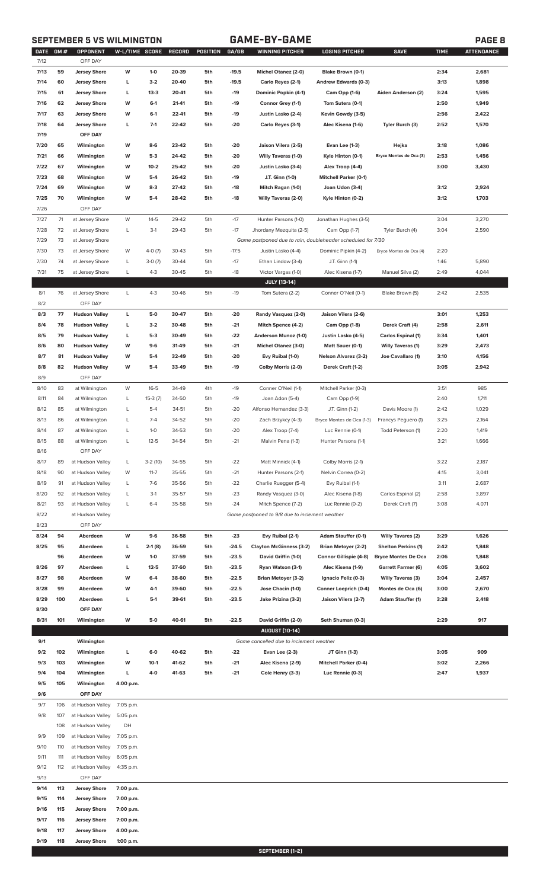## SEPTEMBER 5 VS WILMINGTON — GAME-BY-GAME

| DATE | GM # | OPPONENT | W-L/TIME | SCORE | RECORD | POSITION | GA/GB | WINNING PITCHER | LOSING PITCHER | SAVE | TIME | ATTENDANCE |
|---|---|---|---|---|---|---|---|---|---|---|---|---|
| 7/12 | | OFF DAY | | | | | | | | | | |
| 7/13 | 59 | Jersey Shore | W | 1-0 | 20-39 | 5th | -19.5 | Michel Otanez (2-0) | Blake Brown (0-1) | | 2:34 | 2,681 |
| 7/14 | 60 | Jersey Shore | L | 3-2 | 20-40 | 5th | -19.5 | Carlo Reyes (2-1) | Andrew Edwards (0-3) | | 3:13 | 1,898 |
| 7/15 | 61 | Jersey Shore | L | 13-3 | 20-41 | 5th | -19 | Dominic Popkin (4-1) | Cam Opp (1-6) | Aiden Anderson (2) | 3:24 | 1,595 |
| 7/16 | 62 | Jersey Shore | W | 6-1 | 21-41 | 5th | -19 | Connor Grey (1-1) | Tom Sutera (0-1) | | 2:50 | 1,949 |
| 7/17 | 63 | Jersey Shore | W | 6-1 | 22-41 | 5th | -19 | Justin Lasko (2-4) | Kevin Gowdy (3-5) | | 2:56 | 2,422 |
| 7/18 | 64 | Jersey Shore | L | 7-1 | 22-42 | 5th | -20 | Carlo Reyes (3-1) | Alec Kisena (1-6) | Tyler Burch (3) | 2:52 | 1,570 |
| 7/19 | | OFF DAY | | | | | | | | | | |
| 7/20 | 65 | Wilmington | W | 8-6 | 23-42 | 5th | -20 | Jaison Vilera (2-5) | Evan Lee (1-3) | Hejka | 3:18 | 1,086 |
| 7/21 | 66 | Wilmington | W | 5-3 | 24-42 | 5th | -20 | Willy Taveras (1-0) | Kyle Hinton (0-1) | Bryce Montes de Oca (3) | 2:53 | 1,456 |
| 7/22 | 67 | Wilmington | W | 10-2 | 25-42 | 5th | -20 | Justin Lasko (3-4) | Alex Troop (4-4) | | 3:00 | 3,430 |
| 7/23 | 68 | Wilmington | W | 5-4 | 26-42 | 5th | -19 | J.T. Ginn (1-0) | Mitchell Parker (0-1) | | | |
| 7/24 | 69 | Wilmington | W | 8-3 | 27-42 | 5th | -18 | Mitch Ragan (1-0) | Joan Udon (3-4) | | 3:12 | 2,924 |
| 7/25 | 70 | Wilmington | W | 5-4 | 28-42 | 5th | -18 | Willy Taveras (2-0) | Kyle Hinton (0-2) | | 3:12 | 1,703 |
| 7/26 | | OFF DAY | | | | | | | | | | |
| 7/27 | 71 | at Jersey Shore | W | 14-5 | 29-42 | 5th | -17 | Hunter Parsons (1-0) | Jonathan Hughes (3-5) | | 3:04 | 3,270 |
| 7/28 | 72 | at Jersey Shore | L | 3-1 | 29-43 | 5th | -17 | Jhordany Mezquita (2-5) | Cam Opp (1-7) | Tyler Burch (4) | 3:04 | 2,590 |
| 7/29 | 73 | at Jersey Shore | | | | | | *Game postponed due to rain, doubleheader scheduled for 7/30* | | | | |
| 7/30 | 73 | at Jersey Shore | W | 4-0 (7) | 30-43 | 5th | -17.5 | Justin Lasko (4-4) | Dominic Pipkin (4-2) | Bryce Montes de Oca (4) | 2:20 | |
| 7/30 | 74 | at Jersey Shore | L | 3-0 (7) | 30-44 | 5th | -17 | Ethan Lindow (3-4) | J.T. Ginn (1-1) | | 1:46 | 5,890 |
| 7/31 | 75 | at Jersey Shore | L | 4-3 | 30-45 | 5th | -18 | Victor Vargas (1-0) | Alec Kisena (1-7) | Manuel Silva (2) | 2:49 | 4,044 |
| | | | | | | | | **JULY (13-14)** | | | | |
| 8/1 | 76 | at Jersey Shore | L | 4-3 | 30-46 | 5th | -19 | Tom Sutera (2-2) | Conner O'Neil (0-1) | Blake Brown (5) | 2:42 | 2,535 |
| 8/2 | | OFF DAY | | | | | | | | | | |
| 8/3 | 77 | Hudson Valley | L | 5-0 | 30-47 | 5th | -20 | Randy Vasquez (2-0) | Jaison Vilera (2-6) | | 3:01 | 1,253 |
| 8/4 | 78 | Hudson Valley | L | 3-2 | 30-48 | 5th | -21 | Mitch Spence (4-2) | Cam Opp (1-8) | Derek Craft (4) | 2:58 | 2,611 |
| 8/5 | 79 | Hudson Valley | L | 5-3 | 30-49 | 5th | -22 | Anderson Munoz (1-0) | Justin Lasko (4-5) | Carlos Espinal (1) | 3:34 | 1,401 |
| 8/6 | 80 | Hudson Valley | W | 9-6 | 31-49 | 5th | -21 | Michel Otanez (3-0) | Matt Sauer (0-1) | Willy Taveras (1) | 3:29 | 2,473 |
| 8/7 | 81 | Hudson Valley | W | 5-4 | 32-49 | 5th | -20 | Evy Ruibal (1-0) | Nelson Alvarez (3-2) | Joe Cavallaro (1) | 3:10 | 4,156 |
| 8/8 | 82 | Hudson Valley | W | 5-4 | 33-49 | 5th | -19 | Colby Morris (2-0) | Derek Craft (1-2) | | 3:05 | 2,942 |
| 8/9 | | OFF DAY | | | | | | | | | | |
| 8/10 | 83 | at Wilmington | W | 16-5 | 34-49 | 4th | -19 | Conner O'Neil (1-1) | Mitchell Parker (0-3) | | 3:51 | 985 |
| 8/11 | 84 | at Wilmington | L | 15-3 (7) | 34-50 | 5th | -19 | Joan Adon (5-4) | Cam Opp (1-9) | | 2:40 | 1,711 |
| 8/12 | 85 | at Wilmington | L | 5-4 | 34-51 | 5th | -20 | Alfonso Hernandez (3-3) | J.T. Ginn (1-2) | Davis Moore (1) | 2:42 | 1,029 |
| 8/13 | 86 | at Wilmington | L | 7-4 | 34-52 | 5th | -20 | Zach Brzykcy (4-3) | Bryce Montes de Oca (1-3) | Francys Peguero (1) | 3:25 | 2,164 |
| 8/14 | 87 | at Wilmington | L | 1-0 | 34-53 | 5th | -20 | Alex Troop (7-4) | Luc Rennie (0-1) | Todd Peterson (1) | 2:20 | 1,419 |
| 8/15 | 88 | at Wilmington | L | 12-5 | 34-54 | 5th | -21 | Malvin Pena (1-3) | Hunter Parsons (1-1) | | 3:21 | 1,666 |
| 8/16 | | OFF DAY | | | | | | | | | | |
| 8/17 | 89 | at Hudson Valley | L | 3-2 (10) | 34-55 | 5th | -22 | Matt Minnick (4-1) | Colby Morris (2-1) | | 3:22 | 2,187 |
| 8/18 | 90 | at Hudson Valley | W | 11-7 | 35-55 | 5th | -21 | Hunter Parsons (2-1) | Nelvin Correa (0-2) | | 4:15 | 3,041 |
| 8/19 | 91 | at Hudson Valley | L | 7-6 | 35-56 | 5th | -22 | Charlie Ruegger (5-4) | Evy Ruibal (1-1) | | 3:11 | 2,687 |
| 8/20 | 92 | at Hudson Valley | L | 3-1 | 35-57 | 5th | -23 | Randy Vasquez (3-0) | Alec Kisena (1-8) | Carlos Espinal (2) | 2:58 | 3,897 |
| 8/21 | 93 | at Hudson Valley | L | 6-4 | 35-58 | 5th | -24 | Mitch Spence (7-2) | Luc Rennie (0-2) | Derek Craft (7) | 3:08 | 4,071 |
| 8/22 | | at Hudson Valley | | | | | | *Game postponed to 9/8 due to inclement weather* | | | | |
| 8/23 | | OFF DAY | | | | | | | | | | |
| 8/24 | 94 | Aberdeen | W | 9-6 | 36-58 | 5th | -23 | Evy Ruibal (2-1) | Adam Stauffer (0-1) | Willy Tavares (2) | 3:29 | 1,626 |
| 8/25 | 95 | Aberdeen | L | 2-1 (8) | 36-59 | 5th | -24.5 | Clayton McGinness (3-2) | Brian Metoyer (2-2) | Shelton Perkins (1) | 2:42 | 1,848 |
| | 96 | Aberdeen | W | 1-0 | 37-59 | 5th | -23.5 | David Griffin (1-0) | Connor Gillispie (4-8) | Bryce Montes De Oca | 2:06 | 1,848 |
| 8/26 | 97 | Aberdeen | L | 12-5 | 37-60 | 5th | -23.5 | Ryan Watson (3-1) | Alec Kisena (1-9) | Garrett Farmer (6) | 4:05 | 3,602 |
| 8/27 | 98 | Aberdeen | W | 6-4 | 38-60 | 5th | -22.5 | Brian Metoyer (3-2) | Ignacio Feliz (0-3) | Willy Taveras (3) | 3:04 | 2,457 |
| 8/28 | 99 | Aberdeen | W | 4-1 | 39-60 | 5th | -22.5 | Jose Chacin (1-0) | Conner Loeprich (0-4) | Montes de Oca (6) | 3:00 | 2,670 |
| 8/29 | 100 | Aberdeen | L | 5-1 | 39-61 | 5th | -23.5 | Jake Prizina (3-2) | Jaison Vilera (2-7) | Adam Stauffer (1) | 3:28 | 2,418 |
| 8/30 | | OFF DAY | | | | | | | | | | |
| 8/31 | 101 | Wilmington | W | 5-0 | 40-61 | 5th | -22.5 | David Griffin (2-0) | Seth Shuman (0-3) | | 2:29 | 917 |
| | | | | | | | | **AUGUST (10-14)** | | | | |
| 9/1 | | Wilmington | | | | | | *Game cancelled due to inclement weather* | | | | |
| 9/2 | 102 | Wilmington | L | 6-0 | 40-62 | 5th | -22 | Evan Lee (2-3) | JT Ginn (1-3) | | 3:05 | 909 |
| 9/3 | 103 | Wilmington | W | 10-1 | 41-62 | 5th | -21 | Alec Kisena (2-9) | Mitchell Parker (0-4) | | 3:02 | 2,266 |
| 9/4 | 104 | Wilmington | L | 4-0 | 41-63 | 5th | -21 | Cole Henry (3-3) | Luc Rennie (0-3) | | 2:47 | 1,937 |
| 9/5 | 105 | Wilmington | 4:00 p.m. | | | | | | | | | |
| 9/6 | | OFF DAY | | | | | | | | | | |
| 9/7 | 106 | at Hudson Valley | 7:05 p.m. | | | | | | | | | |
| 9/8 | 107 | at Hudson Valley | 5:05 p.m. | | | | | | | | | |
| | 108 | at Hudson Valley | DH | | | | | | | | | |
| 9/9 | 109 | at Hudson Valley | 7:05 p.m. | | | | | | | | | |
| 9/10 | 110 | at Hudson Valley | 7:05 p.m. | | | | | | | | | |
| 9/11 | 111 | at Hudson Valley | 6:05 p.m. | | | | | | | | | |
| 9/12 | 112 | at Hudson Valley | 4:35 p.m. | | | | | | | | | |
| 9/13 | | OFF DAY | | | | | | | | | | |
| 9/14 | 113 | Jersey Shore | 7:00 p.m. | | | | | | | | | |
| 9/15 | 114 | Jersey Shore | 7:00 p.m. | | | | | | | | | |
| 9/16 | 115 | Jersey Shore | 7:00 p.m. | | | | | | | | | |
| 9/17 | 116 | Jersey Shore | 7:00 p.m. | | | | | | | | | |
| 9/18 | 117 | Jersey Shore | 4:00 p.m. | | | | | | | | | |
| 9/19 | 118 | Jersey Shore | 1:00 p.m. | | | | | | | | | |
| | | | | | | | | **SEPTEMBER (1-2)** | | | | |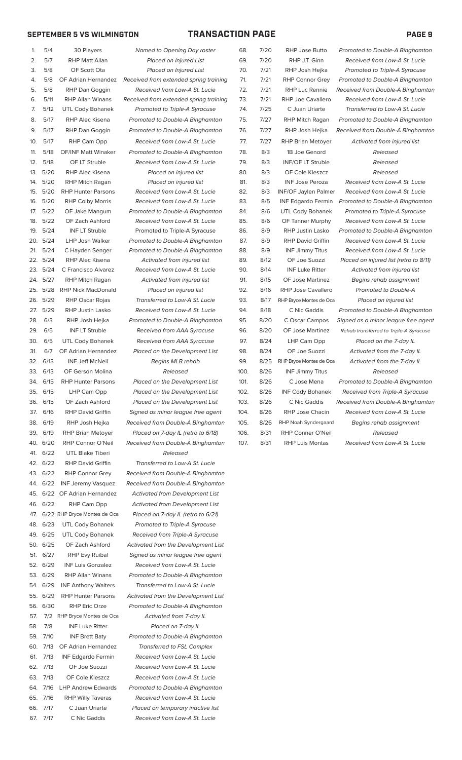## TRANSACTION PAGE

| | | | |
|---|---|---|---|
| 1. | 5/4 | 30 Players | *Named to Opening Day roster* |
| 2. | 5/7 | RHP Matt Allan | *Placed on Injured List* |
| 3. | 5/8 | OF Scott Ota | *Placed on Injured List* |
| 4. | 5/8 | OF Adrian Hernandez | *Received from extended spring training* |
| 5. | 5/8 | RHP Dan Goggin | *Received from Low-A St. Lucie* |
| 6. | 5/11 | RHP Allan Winans | *Received from extended spring training* |
| 7. | 5/12 | UTL Cody Bohanek | *Promoted to Triple-A Syracuse* |
| 8. | 5/17 | RHP Alec Kisena | *Promoted to Double-A Binghamton* |
| 9. | 5/17 | RHP Dan Goggin | *Promoted to Double-A Binghamton* |
| 10. | 5/17 | RHP Cam Opp | *Received from Low-A St. Lucie* |
| 11. | 5/18 | OF/INF Matt Winaker | *Promoted to Double-A Binghamton* |
| 12. | 5/18 | OF LT Struble | *Received from Low-A St. Lucie* |
| 13. | 5/20 | RHP Alec Kisena | *Placed on injured list* |
| 14. | 5/20 | RHP Mitch Ragan | *Placed on injured list* |
| 15. | 5/20 | RHP Hunter Parsons | *Received from Low-A St. Lucie* |
| 16. | 5/20 | RHP Colby Morris | *Received from Low-A St. Lucie* |
| 17. | 5/22 | OF Jake Mangum | *Promoted to Double-A Binghamton* |
| 18. | 5/22 | OF Zach Ashford | *Received from Low-A St. Lucie* |
| 19. | 5/24 | INF LT Struble | Promoted to Triple-A Syracuse |
| 20. | 5/24 | LHP Josh Walker | *Promoted to Double-A Binghamton* |
| 21. | 5/24 | C Hayden Senger | *Promoted to Double-A Binghamton* |
| 22. | 5/24 | RHP Alec Kisena | *Activated from injured list* |
| 23. | 5/24 | C Francisco Alvarez | *Received from Low-A St. Lucie* |
| 24. | 5/27 | RHP Mitch Ragan | *Activated from injured list* |
| 25. | 5/28 | RHP Nick MacDonald | *Placed on injured list* |
| 26. | 5/29 | RHP Oscar Rojas | *Transferred to Low-A St. Lucie* |
| 27. | 5/29 | RHP Justin Lasko | *Received from Low-A St. Lucie* |
| 28. | 6/3 | RHP Josh Hejka | *Promoted to Double-A Binghamton* |
| 29. | 6/5 | INF LT Struble | *Received from AAA Syracuse* |
| 30. | 6/5 | UTL Cody Bohanek | *Received from AAA Syracuse* |
| 31. | 6/7 | OF Adrian Hernandez | *Placed on the Development List* |
| 32. | 6/13 | INF Jeff McNeil | *Begins MLB rehab* |
| 33. | 6/13 | OF Gerson Molina | *Released* |
| 34. | 6/15 | RHP Hunter Parsons | *Placed on the Development List* |
| 35. | 6/15 | LHP Cam Opp | *Placed on the Development List* |
| 36. | 6/15 | OF Zach Ashford | *Placed on the Development List* |
| 37. | 6/16 | RHP David Griffin | *Signed as minor league free agent* |
| 38. | 6/19 | RHP Josh Hejka | *Received from Double-A Binghamton* |
| 39. | 6/19 | RHP Brian Metoyer | *Placed on 7-day IL (retro to 6/18)* |
| 40. | 6/20 | RHP Connor O'Neil | *Received from Double-A Binghamton* |
| 41. | 6/22 | UTL Blake Tiberi | *Released* |
| 42. | 6/22 | RHP David Griffin | *Transferred to Low-A St. Lucie* |
| 43. | 6/22 | RHP Connor Grey | *Received from Double-A Binghamton* |
| 44. | 6/22 | INF Jeremy Vasquez | *Received from Double-A Binghamton* |
| 45. | 6/22 | OF Adrian Hernandez | *Activated from Development List* |
| 46. | 6/22 | RHP Cam Opp | *Activated from Development List* |
| 47. | 6/22 | RHP Bryce Montes de Oca | *Placed on 7-day IL (retro to 6/21)* |
| 48. | 6/23 | UTL Cody Bohanek | *Promoted to Triple-A Syracuse* |
| 49. | 6/25 | UTL Cody Bohanek | *Received from Triple-A Syracuse* |
| 50. | 6/25 | OF Zach Ashford | *Activated from the Development List* |
| 51. | 6/27 | RHP Evy Ruibal | *Signed as minor league free agent* |
| 52. | 6/29 | INF Luis Gonzalez | *Received from Low-A St. Lucie* |
| 53. | 6/29 | RHP Allan Winans | *Promoted to Double-A Binghamton* |
| 54. | 6/29 | INF Anthony Walters | *Transferred to Low-A St. Lucie* |
| 55. | 6/29 | RHP Hunter Parsons | *Activated from the Development List* |
| 56. | 6/30 | RHP Eric Orze | *Promoted to Double-A Binghamton* |
| 57. | 7/2 | RHP Bryce Montes de Oca | *Activated from 7-day IL* |
| 58. | 7/8 | INF Luke Ritter | *Placed on 7-day IL* |
| 59. | 7/10 | INF Brett Baty | *Promoted to Double-A Binghamton* |
| 60. | 7/13 | OF Adrian Hernandez | *Transferred to FSL Complex* |
| 61. | 7/13 | INF Edgardo Fermin | *Received from Low-A St. Lucie* |
| 62. | 7/13 | OF Joe Suozzi | *Received from Low-A St. Lucie* |
| 63. | 7/13 | OF Cole Kleszcz | *Received from Low-A St. Lucie* |
| 64. | 7/16 | LHP Andrew Edwards | *Promoted to Double-A Binghamton* |
| 65. | 7/16 | RHP Willy Taveras | *Received from Low-A St. Lucie* |
| 66. | 7/17 | C Juan Uriarte | *Placed on temporary inactive list* |
| 67. | 7/17 | C Nic Gaddis | *Received from Low-A St. Lucie* |
| 68. | 7/20 | RHP Jose Butto | *Promoted to Double-A Binghamton* |
| 69. | 7/20 | RHP J.T. Ginn | *Received from Low-A St. Lucie* |
| 70. | 7/21 | RHP Josh Hejka | *Promoted to Triple-A Syracuse* |
| 71. | 7/21 | RHP Connor Grey | *Promoted to Double-A Binghamton* |
| 72. | 7/21 | RHP Luc Rennie | *Received from Double-A Binghamton* |
| 73. | 7/21 | RHP Joe Cavallero | *Received from Low-A St. Lucie* |
| 74. | 7/25 | C Juan Uriarte | *Transferred to Low-A St. Lucie* |
| 75. | 7/27 | RHP Mitch Ragan | *Promoted to Double-A Binghamton* |
| 76. | 7/27 | RHP Josh Hejka | *Received from Double-A Binghamton* |
| 77. | 7/27 | RHP Brian Metoyer | *Activated from injured list* |
| 78. | 8/3 | 1B Joe Genord | *Released* |
| 79. | 8/3 | INF/OF LT Struble | *Released* |
| 80. | 8/3 | OF Cole Kleszcz | *Released* |
| 81. | 8/3 | INF Jose Peroza | *Received from Low-A St. Lucie* |
| 82. | 8/3 | INF/OF Jaylen Palmer | *Received from Low-A St. Lucie* |
| 83. | 8/5 | INF Edgardo Fermin | *Promoted to Double-A Binghamton* |
| 84. | 8/6 | UTL Cody Bohanek | *Promoted to Triple-A Syracuse* |
| 85. | 8/6 | OF Tanner Murphy | *Received from Low-A St. Lucie* |
| 86. | 8/9 | RHP Justin Lasko | *Promoted to Double-A Binghamton* |
| 87. | 8/9 | RHP David Griffin | *Received from Low-A St. Lucie* |
| 88. | 8/9 | INF Jimmy Titus | *Received from Low-A St. Lucie* |
| 89. | 8/12 | OF Joe Suozzi | *Placed on injured list (retro to 8/11)* |
| 90. | 8/14 | INF Luke Ritter | *Activated from injured list* |
| 91. | 8/15 | OF Jose Martinez | *Begins rehab assignment* |
| 92. | 8/16 | RHP Jose Cavallero | *Promoted to Double-A* |
| 93. | 8/17 | RHP Bryce Montes de Oca | *Placed on injured list* |
| 94. | 8/18 | C Nic Gaddis | *Promoted to Double-A Binghamton* |
| 95. | 8/20 | C Oscar Campos | *Signed as a minor league free agent* |
| 96. | 8/20 | OF Jose Martinez | *Rehab transferred to Triple-A Syracuse* |
| 97. | 8/24 | LHP Cam Opp | *Placed on the 7-day IL* |
| 98. | 8/24 | OF Joe Suozzi | *Activated from the 7-day IL* |
| 99. | 8/25 | RHP Bryce Montes de Oca | *Activated from the 7-day IL* |
| 100. | 8/26 | INF Jimmy Titus | *Released* |
| 101. | 8/26 | C Jose Mena | *Promoted to Double-A Binghamton* |
| 102. | 8/26 | INF Cody Bohanek | *Received from Triple-A Syracuse* |
| 103. | 8/26 | C Nic Gaddis | *Received from Double-A Binghamton* |
| 104. | 8/26 | RHP Jose Chacin | *Received from Low-A St. Lucie* |
| 105. | 8/26 | RHP Noah Syndergaard | *Begins rehab assignment* |
| 106. | 8/31 | RHP Conner O'Neil | *Released* |
| 107. | 8/31 | RHP Luis Montas | *Received from Low-A St. Lucie* |